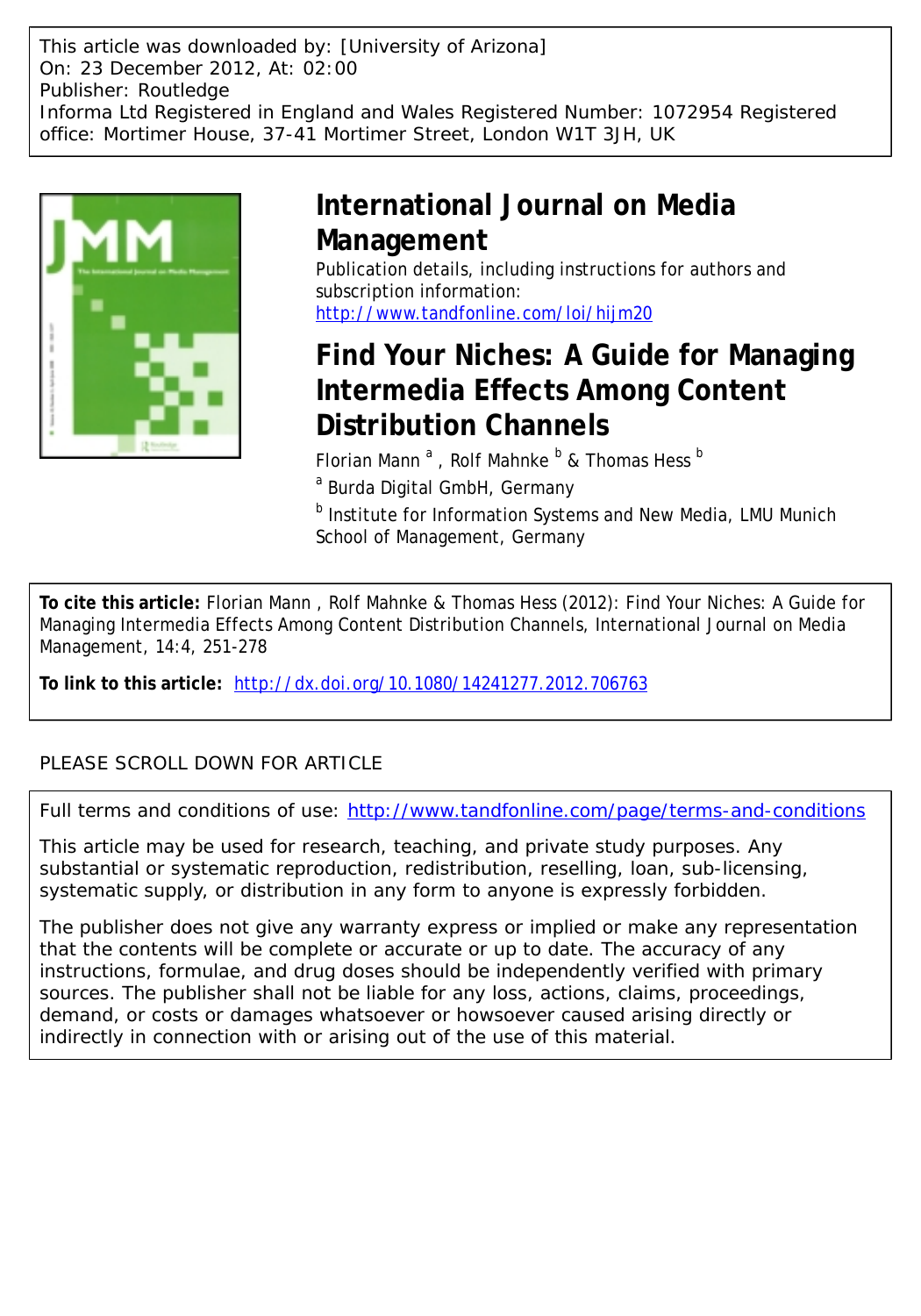This article was downloaded by: [University of Arizona]
On: 23 December 2012, At: 02:00
Publisher: Routledge
Informa Ltd Registered in England and Wales Registered Number: 1072954 Registered office: Mortimer House, 37-41 Mortimer Street, London W1T 3JH, UK

# International Journal on Media Management

Publication details, including instructions for authors and subscription information:
http://www.tandfonline.com/loi/hijm20

# Find Your Niches: A Guide for Managing Intermedia Effects Among Content Distribution Channels

Florian Mann [a], Rolf Mahnke [b] & Thomas Hess [b]

[a] Burda Digital GmbH, Germany

[b] Institute for Information Systems and New Media, LMU Munich School of Management, Germany

**To cite this article:** Florian Mann , Rolf Mahnke & Thomas Hess (2012): Find Your Niches: A Guide for Managing Intermedia Effects Among Content Distribution Channels, International Journal on Media Management, 14:4, 251-278

**To link to this article:** http://dx.doi.org/10.1080/14241277.2012.706763

PLEASE SCROLL DOWN FOR ARTICLE

Full terms and conditions of use: http://www.tandfonline.com/page/terms-and-conditions

This article may be used for research, teaching, and private study purposes. Any substantial or systematic reproduction, redistribution, reselling, loan, sub-licensing, systematic supply, or distribution in any form to anyone is expressly forbidden.

The publisher does not give any warranty express or implied or make any representation that the contents will be complete or accurate or up to date. The accuracy of any instructions, formulae, and drug doses should be independently verified with primary sources. The publisher shall not be liable for any loss, actions, claims, proceedings, demand, or costs or damages whatsoever or howsoever caused arising directly or indirectly in connection with or arising out of the use of this material.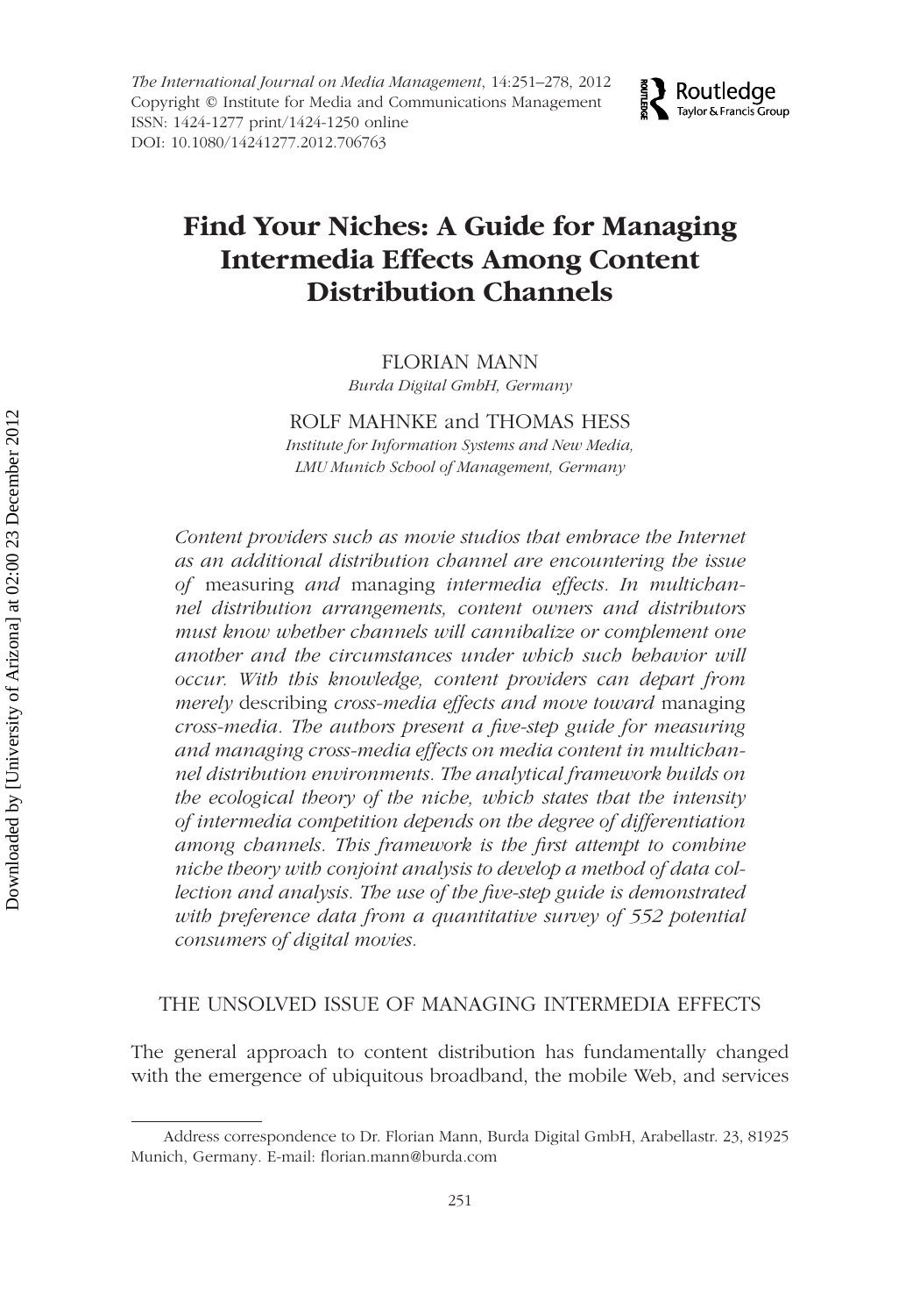# Find Your Niches: A Guide for Managing Intermedia Effects Among Content Distribution Channels

FLORIAN MANN

*Burda Digital GmbH, Germany*

ROLF MAHNKE and THOMAS HESS

*Institute for Information Systems and New Media, LMU Munich School of Management, Germany*

*Content providers such as movie studios that embrace the Internet as an additional distribution channel are encountering the issue of* measuring *and* managing *intermedia effects. In multichannel distribution arrangements, content owners and distributors must know whether channels will cannibalize or complement one another and the circumstances under which such behavior will occur. With this knowledge, content providers can depart from merely* describing *cross-media effects and move toward* managing *cross-media. The authors present a five-step guide for measuring and managing cross-media effects on media content in multichannel distribution environments. The analytical framework builds on the ecological theory of the niche, which states that the intensity of intermedia competition depends on the degree of differentiation among channels. This framework is the first attempt to combine niche theory with conjoint analysis to develop a method of data collection and analysis. The use of the five-step guide is demonstrated with preference data from a quantitative survey of 552 potential consumers of digital movies.*

## THE UNSOLVED ISSUE OF MANAGING INTERMEDIA EFFECTS

The general approach to content distribution has fundamentally changed with the emergence of ubiquitous broadband, the mobile Web, and services

Address correspondence to Dr. Florian Mann, Burda Digital GmbH, Arabellastr. 23, 81925 Munich, Germany. E-mail: florian.mann@burda.com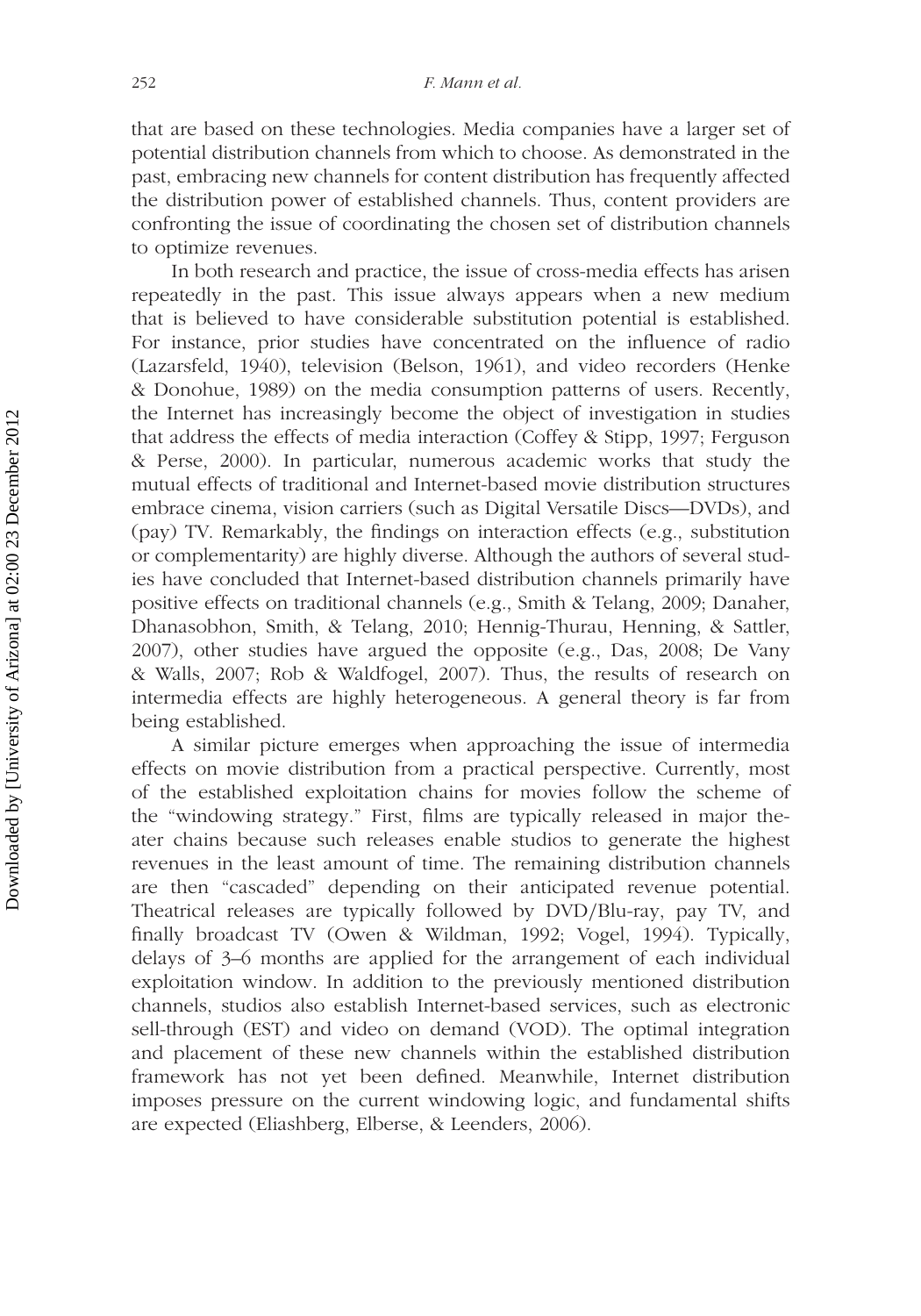that are based on these technologies. Media companies have a larger set of potential distribution channels from which to choose. As demonstrated in the past, embracing new channels for content distribution has frequently affected the distribution power of established channels. Thus, content providers are confronting the issue of coordinating the chosen set of distribution channels to optimize revenues.

In both research and practice, the issue of cross-media effects has arisen repeatedly in the past. This issue always appears when a new medium that is believed to have considerable substitution potential is established. For instance, prior studies have concentrated on the influence of radio (Lazarsfeld, 1940), television (Belson, 1961), and video recorders (Henke & Donohue, 1989) on the media consumption patterns of users. Recently, the Internet has increasingly become the object of investigation in studies that address the effects of media interaction (Coffey & Stipp, 1997; Ferguson & Perse, 2000). In particular, numerous academic works that study the mutual effects of traditional and Internet-based movie distribution structures embrace cinema, vision carriers (such as Digital Versatile Discs—DVDs), and (pay) TV. Remarkably, the findings on interaction effects (e.g., substitution or complementarity) are highly diverse. Although the authors of several studies have concluded that Internet-based distribution channels primarily have positive effects on traditional channels (e.g., Smith & Telang, 2009; Danaher, Dhanasobhon, Smith, & Telang, 2010; Hennig-Thurau, Henning, & Sattler, 2007), other studies have argued the opposite (e.g., Das, 2008; De Vany & Walls, 2007; Rob & Waldfogel, 2007). Thus, the results of research on intermedia effects are highly heterogeneous. A general theory is far from being established.

A similar picture emerges when approaching the issue of intermedia effects on movie distribution from a practical perspective. Currently, most of the established exploitation chains for movies follow the scheme of the "windowing strategy." First, films are typically released in major theater chains because such releases enable studios to generate the highest revenues in the least amount of time. The remaining distribution channels are then "cascaded" depending on their anticipated revenue potential. Theatrical releases are typically followed by DVD/Blu-ray, pay TV, and finally broadcast TV (Owen & Wildman, 1992; Vogel, 1994). Typically, delays of 3–6 months are applied for the arrangement of each individual exploitation window. In addition to the previously mentioned distribution channels, studios also establish Internet-based services, such as electronic sell-through (EST) and video on demand (VOD). The optimal integration and placement of these new channels within the established distribution framework has not yet been defined. Meanwhile, Internet distribution imposes pressure on the current windowing logic, and fundamental shifts are expected (Eliashberg, Elberse, & Leenders, 2006).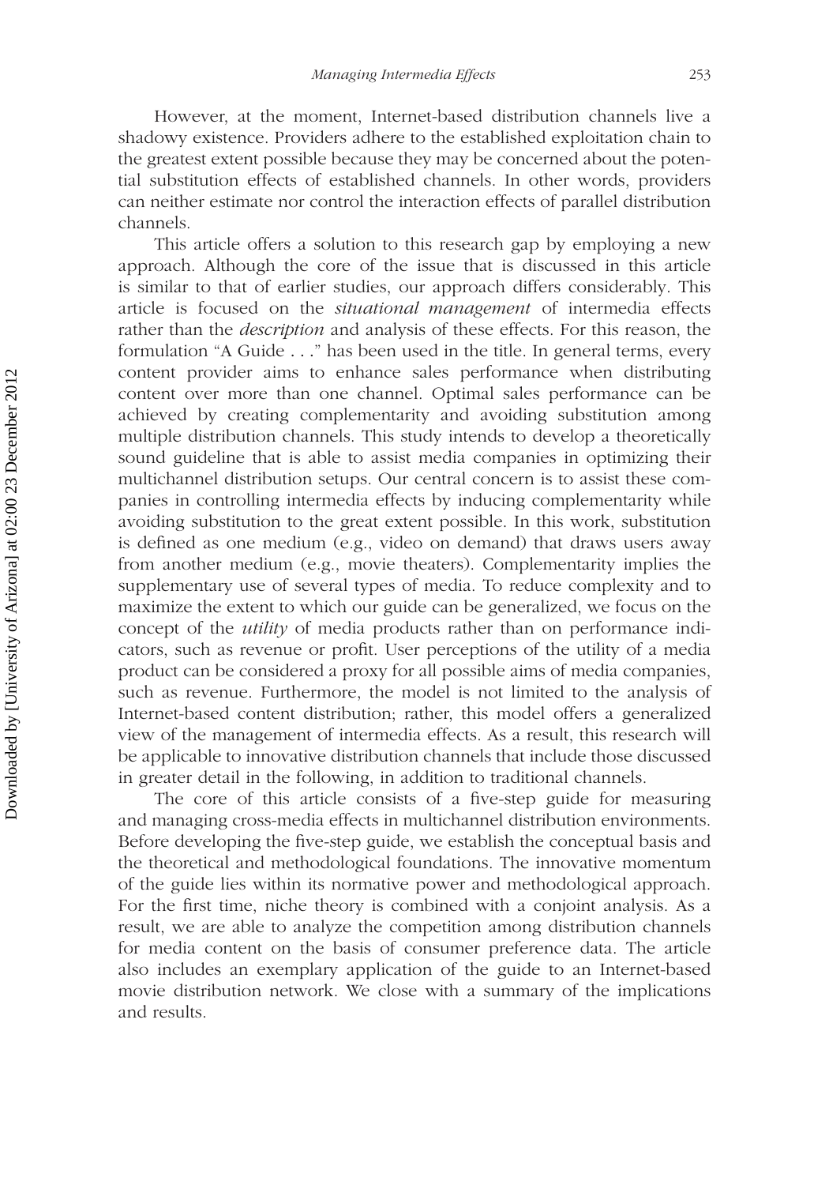However, at the moment, Internet-based distribution channels live a shadowy existence. Providers adhere to the established exploitation chain to the greatest extent possible because they may be concerned about the potential substitution effects of established channels. In other words, providers can neither estimate nor control the interaction effects of parallel distribution channels.

This article offers a solution to this research gap by employing a new approach. Although the core of the issue that is discussed in this article is similar to that of earlier studies, our approach differs considerably. This article is focused on the *situational management* of intermedia effects rather than the *description* and analysis of these effects. For this reason, the formulation "A Guide . . ." has been used in the title. In general terms, every content provider aims to enhance sales performance when distributing content over more than one channel. Optimal sales performance can be achieved by creating complementarity and avoiding substitution among multiple distribution channels. This study intends to develop a theoretically sound guideline that is able to assist media companies in optimizing their multichannel distribution setups. Our central concern is to assist these companies in controlling intermedia effects by inducing complementarity while avoiding substitution to the great extent possible. In this work, substitution is defined as one medium (e.g., video on demand) that draws users away from another medium (e.g., movie theaters). Complementarity implies the supplementary use of several types of media. To reduce complexity and to maximize the extent to which our guide can be generalized, we focus on the concept of the *utility* of media products rather than on performance indicators, such as revenue or profit. User perceptions of the utility of a media product can be considered a proxy for all possible aims of media companies, such as revenue. Furthermore, the model is not limited to the analysis of Internet-based content distribution; rather, this model offers a generalized view of the management of intermedia effects. As a result, this research will be applicable to innovative distribution channels that include those discussed in greater detail in the following, in addition to traditional channels.

The core of this article consists of a five-step guide for measuring and managing cross-media effects in multichannel distribution environments. Before developing the five-step guide, we establish the conceptual basis and the theoretical and methodological foundations. The innovative momentum of the guide lies within its normative power and methodological approach. For the first time, niche theory is combined with a conjoint analysis. As a result, we are able to analyze the competition among distribution channels for media content on the basis of consumer preference data. The article also includes an exemplary application of the guide to an Internet-based movie distribution network. We close with a summary of the implications and results.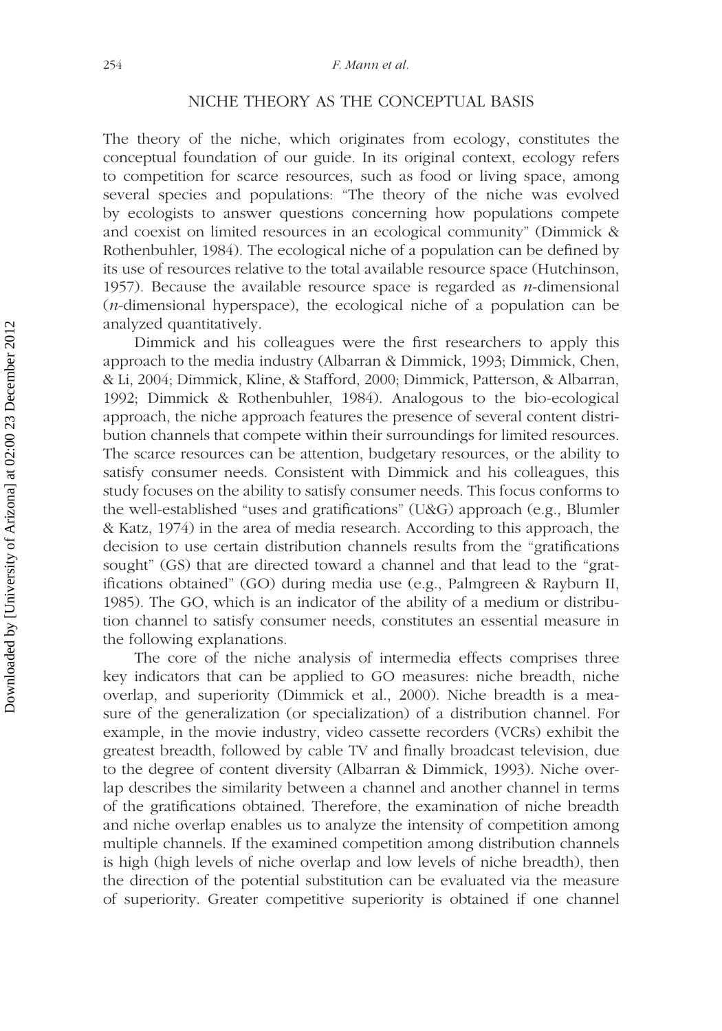## NICHE THEORY AS THE CONCEPTUAL BASIS

The theory of the niche, which originates from ecology, constitutes the conceptual foundation of our guide. In its original context, ecology refers to competition for scarce resources, such as food or living space, among several species and populations: "The theory of the niche was evolved by ecologists to answer questions concerning how populations compete and coexist on limited resources in an ecological community" (Dimmick & Rothenbuhler, 1984). The ecological niche of a population can be defined by its use of resources relative to the total available resource space (Hutchinson, 1957). Because the available resource space is regarded as $n$-dimensional ($n$-dimensional hyperspace), the ecological niche of a population can be analyzed quantitatively.

Dimmick and his colleagues were the first researchers to apply this approach to the media industry (Albarran & Dimmick, 1993; Dimmick, Chen, & Li, 2004; Dimmick, Kline, & Stafford, 2000; Dimmick, Patterson, & Albarran, 1992; Dimmick & Rothenbuhler, 1984). Analogous to the bio-ecological approach, the niche approach features the presence of several content distribution channels that compete within their surroundings for limited resources. The scarce resources can be attention, budgetary resources, or the ability to satisfy consumer needs. Consistent with Dimmick and his colleagues, this study focuses on the ability to satisfy consumer needs. This focus conforms to the well-established "uses and gratifications" (U&G) approach (e.g., Blumler & Katz, 1974) in the area of media research. According to this approach, the decision to use certain distribution channels results from the "gratifications sought" (GS) that are directed toward a channel and that lead to the "gratifications obtained" (GO) during media use (e.g., Palmgreen & Rayburn II, 1985). The GO, which is an indicator of the ability of a medium or distribution channel to satisfy consumer needs, constitutes an essential measure in the following explanations.

The core of the niche analysis of intermedia effects comprises three key indicators that can be applied to GO measures: niche breadth, niche overlap, and superiority (Dimmick et al., 2000). Niche breadth is a measure of the generalization (or specialization) of a distribution channel. For example, in the movie industry, video cassette recorders (VCRs) exhibit the greatest breadth, followed by cable TV and finally broadcast television, due to the degree of content diversity (Albarran & Dimmick, 1993). Niche overlap describes the similarity between a channel and another channel in terms of the gratifications obtained. Therefore, the examination of niche breadth and niche overlap enables us to analyze the intensity of competition among multiple channels. If the examined competition among distribution channels is high (high levels of niche overlap and low levels of niche breadth), then the direction of the potential substitution can be evaluated via the measure of superiority. Greater competitive superiority is obtained if one channel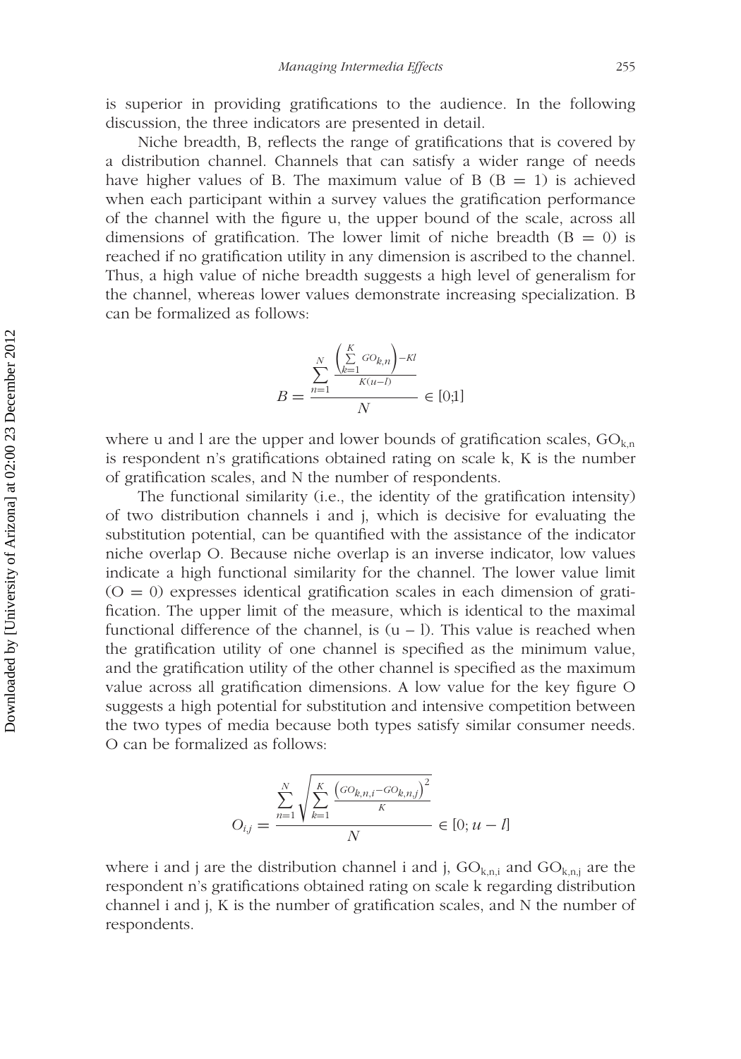is superior in providing gratifications to the audience. In the following discussion, the three indicators are presented in detail.

Niche breadth, B, reflects the range of gratifications that is covered by a distribution channel. Channels that can satisfy a wider range of needs have higher values of B. The maximum value of B (B = 1) is achieved when each participant within a survey values the gratification performance of the channel with the figure u, the upper bound of the scale, across all dimensions of gratification. The lower limit of niche breadth (B = 0) is reached if no gratification utility in any dimension is ascribed to the channel. Thus, a high value of niche breadth suggests a high level of generalism for the channel, whereas lower values demonstrate increasing specialization. B can be formalized as follows:

$$B = \frac{\sum_{n=1}^{N} \frac{\left(\sum_{k=1}^{K} GO_{k,n}\right) - Kl}{K(u-l)}}{N} \in [0;1]$$

where u and l are the upper and lower bounds of gratification scales, $GO_{k,n}$ is respondent n's gratifications obtained rating on scale k, K is the number of gratification scales, and N the number of respondents.

The functional similarity (i.e., the identity of the gratification intensity) of two distribution channels i and j, which is decisive for evaluating the substitution potential, can be quantified with the assistance of the indicator niche overlap O. Because niche overlap is an inverse indicator, low values indicate a high functional similarity for the channel. The lower value limit (O = 0) expresses identical gratification scales in each dimension of gratification. The upper limit of the measure, which is identical to the maximal functional difference of the channel, is (u – l). This value is reached when the gratification utility of one channel is specified as the minimum value, and the gratification utility of the other channel is specified as the maximum value across all gratification dimensions. A low value for the key figure O suggests a high potential for substitution and intensive competition between the two types of media because both types satisfy similar consumer needs. O can be formalized as follows:

$$O_{i,j} = \frac{\sum_{n=1}^{N} \sqrt{\sum_{k=1}^{K} \frac{\left(GO_{k,n,i} - GO_{k,n,j}\right)^2}{K}}}{N} \in [0; u - l]$$

where i and j are the distribution channel i and j, $GO_{k,n,i}$ and $GO_{k,n,j}$ are the respondent n's gratifications obtained rating on scale k regarding distribution channel i and j, K is the number of gratification scales, and N the number of respondents.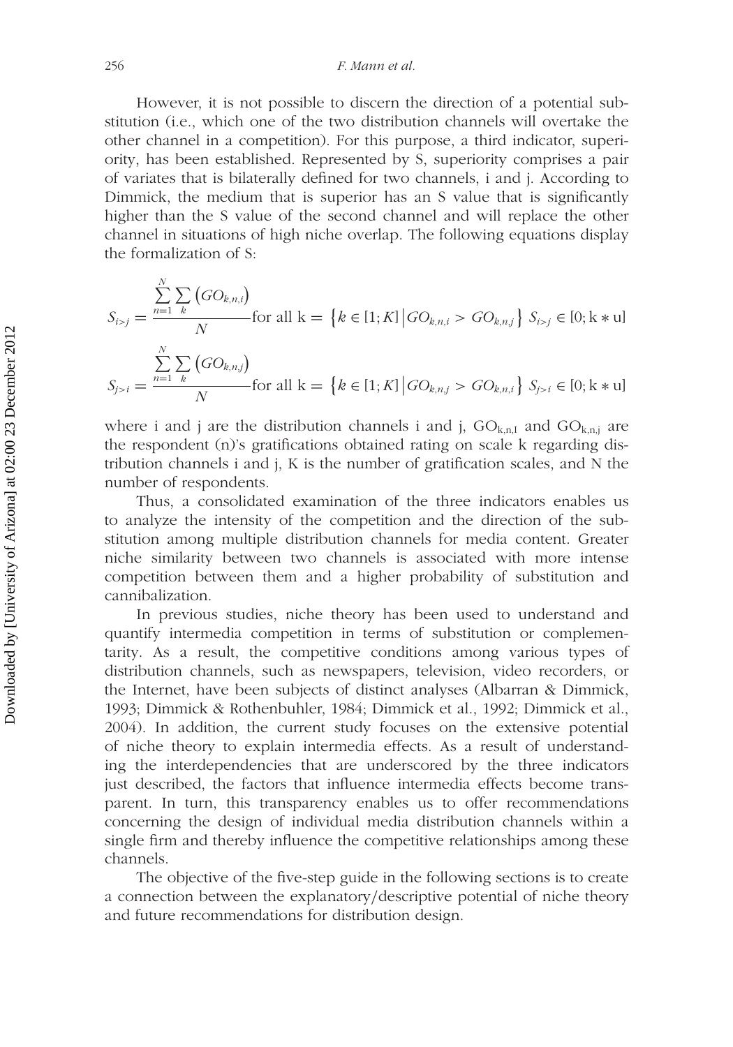However, it is not possible to discern the direction of a potential substitution (i.e., which one of the two distribution channels will overtake the other channel in a competition). For this purpose, a third indicator, superiority, has been established. Represented by S, superiority comprises a pair of variates that is bilaterally defined for two channels, i and j. According to Dimmick, the medium that is superior has an S value that is significantly higher than the S value of the second channel and will replace the other channel in situations of high niche overlap. The following equations display the formalization of S:

$$S_{i>j} = \frac{\sum_{n=1}^{N} \sum_{k} \left(GO_{k,n,i}\right)}{N} \text{for all k} = \left\{k \in [1; K] \middle| GO_{k,n,i} > GO_{k,n,j}\right\} \; S_{i>j} \in [0; \text{k} * \text{u}]$$

$$S_{j>i} = \frac{\sum_{n=1}^{N} \sum_{k} \left(GO_{k,n,j}\right)}{N} \text{for all k} = \left\{k \in [1; K] \middle| GO_{k,n,j} > GO_{k,n,i}\right\} \; S_{j>i} \in [0; \text{k} * \text{u}]$$

where i and j are the distribution channels i and j, $GO_{k,n,I}$ and $GO_{k,n,j}$ are the respondent (n)'s gratifications obtained rating on scale k regarding distribution channels i and j, K is the number of gratification scales, and N the number of respondents.

Thus, a consolidated examination of the three indicators enables us to analyze the intensity of the competition and the direction of the substitution among multiple distribution channels for media content. Greater niche similarity between two channels is associated with more intense competition between them and a higher probability of substitution and cannibalization.

In previous studies, niche theory has been used to understand and quantify intermedia competition in terms of substitution or complementarity. As a result, the competitive conditions among various types of distribution channels, such as newspapers, television, video recorders, or the Internet, have been subjects of distinct analyses (Albarran & Dimmick, 1993; Dimmick & Rothenbuhler, 1984; Dimmick et al., 1992; Dimmick et al., 2004). In addition, the current study focuses on the extensive potential of niche theory to explain intermedia effects. As a result of understanding the interdependencies that are underscored by the three indicators just described, the factors that influence intermedia effects become transparent. In turn, this transparency enables us to offer recommendations concerning the design of individual media distribution channels within a single firm and thereby influence the competitive relationships among these channels.

The objective of the five-step guide in the following sections is to create a connection between the explanatory/descriptive potential of niche theory and future recommendations for distribution design.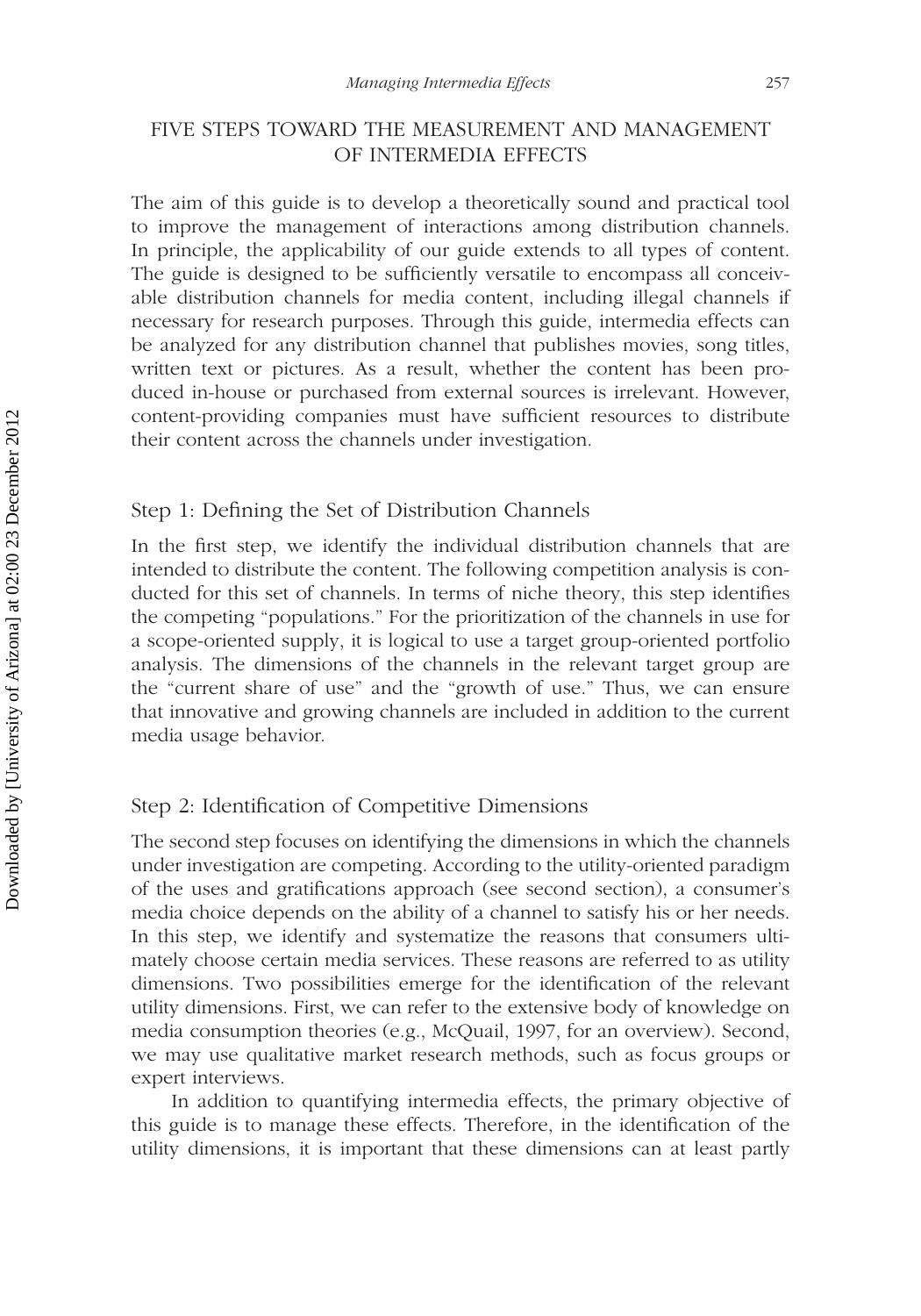## FIVE STEPS TOWARD THE MEASUREMENT AND MANAGEMENT OF INTERMEDIA EFFECTS

The aim of this guide is to develop a theoretically sound and practical tool to improve the management of interactions among distribution channels. In principle, the applicability of our guide extends to all types of content. The guide is designed to be sufficiently versatile to encompass all conceivable distribution channels for media content, including illegal channels if necessary for research purposes. Through this guide, intermedia effects can be analyzed for any distribution channel that publishes movies, song titles, written text or pictures. As a result, whether the content has been produced in-house or purchased from external sources is irrelevant. However, content-providing companies must have sufficient resources to distribute their content across the channels under investigation.

### Step 1: Defining the Set of Distribution Channels

In the first step, we identify the individual distribution channels that are intended to distribute the content. The following competition analysis is conducted for this set of channels. In terms of niche theory, this step identifies the competing "populations." For the prioritization of the channels in use for a scope-oriented supply, it is logical to use a target group-oriented portfolio analysis. The dimensions of the channels in the relevant target group are the "current share of use" and the "growth of use." Thus, we can ensure that innovative and growing channels are included in addition to the current media usage behavior.

### Step 2: Identification of Competitive Dimensions

The second step focuses on identifying the dimensions in which the channels under investigation are competing. According to the utility-oriented paradigm of the uses and gratifications approach (see second section), a consumer's media choice depends on the ability of a channel to satisfy his or her needs. In this step, we identify and systematize the reasons that consumers ultimately choose certain media services. These reasons are referred to as utility dimensions. Two possibilities emerge for the identification of the relevant utility dimensions. First, we can refer to the extensive body of knowledge on media consumption theories (e.g., McQuail, 1997, for an overview). Second, we may use qualitative market research methods, such as focus groups or expert interviews.

In addition to quantifying intermedia effects, the primary objective of this guide is to manage these effects. Therefore, in the identification of the utility dimensions, it is important that these dimensions can at least partly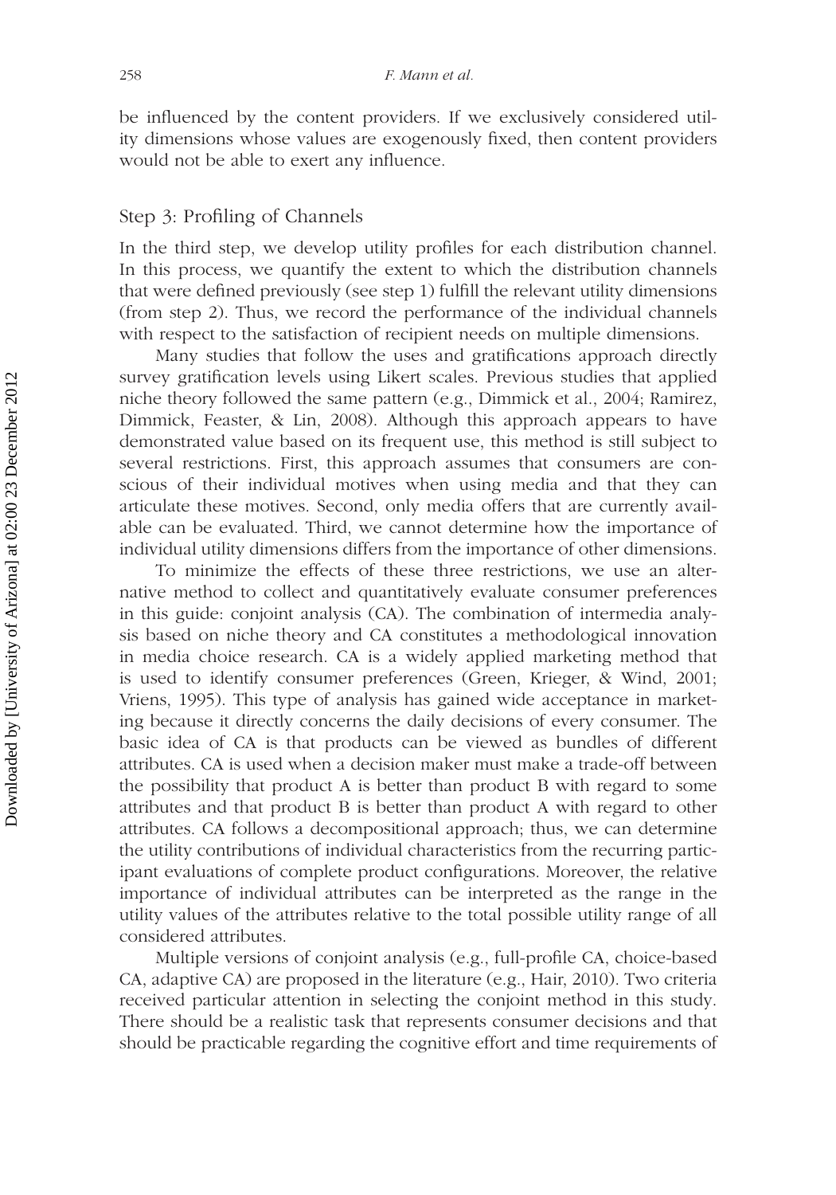be influenced by the content providers. If we exclusively considered utility dimensions whose values are exogenously fixed, then content providers would not be able to exert any influence.

## Step 3: Profiling of Channels

In the third step, we develop utility profiles for each distribution channel. In this process, we quantify the extent to which the distribution channels that were defined previously (see step 1) fulfill the relevant utility dimensions (from step 2). Thus, we record the performance of the individual channels with respect to the satisfaction of recipient needs on multiple dimensions.

Many studies that follow the uses and gratifications approach directly survey gratification levels using Likert scales. Previous studies that applied niche theory followed the same pattern (e.g., Dimmick et al., 2004; Ramirez, Dimmick, Feaster, & Lin, 2008). Although this approach appears to have demonstrated value based on its frequent use, this method is still subject to several restrictions. First, this approach assumes that consumers are conscious of their individual motives when using media and that they can articulate these motives. Second, only media offers that are currently available can be evaluated. Third, we cannot determine how the importance of individual utility dimensions differs from the importance of other dimensions.

To minimize the effects of these three restrictions, we use an alternative method to collect and quantitatively evaluate consumer preferences in this guide: conjoint analysis (CA). The combination of intermedia analysis based on niche theory and CA constitutes a methodological innovation in media choice research. CA is a widely applied marketing method that is used to identify consumer preferences (Green, Krieger, & Wind, 2001; Vriens, 1995). This type of analysis has gained wide acceptance in marketing because it directly concerns the daily decisions of every consumer. The basic idea of CA is that products can be viewed as bundles of different attributes. CA is used when a decision maker must make a trade-off between the possibility that product A is better than product B with regard to some attributes and that product B is better than product A with regard to other attributes. CA follows a decompositional approach; thus, we can determine the utility contributions of individual characteristics from the recurring participant evaluations of complete product configurations. Moreover, the relative importance of individual attributes can be interpreted as the range in the utility values of the attributes relative to the total possible utility range of all considered attributes.

Multiple versions of conjoint analysis (e.g., full-profile CA, choice-based CA, adaptive CA) are proposed in the literature (e.g., Hair, 2010). Two criteria received particular attention in selecting the conjoint method in this study. There should be a realistic task that represents consumer decisions and that should be practicable regarding the cognitive effort and time requirements of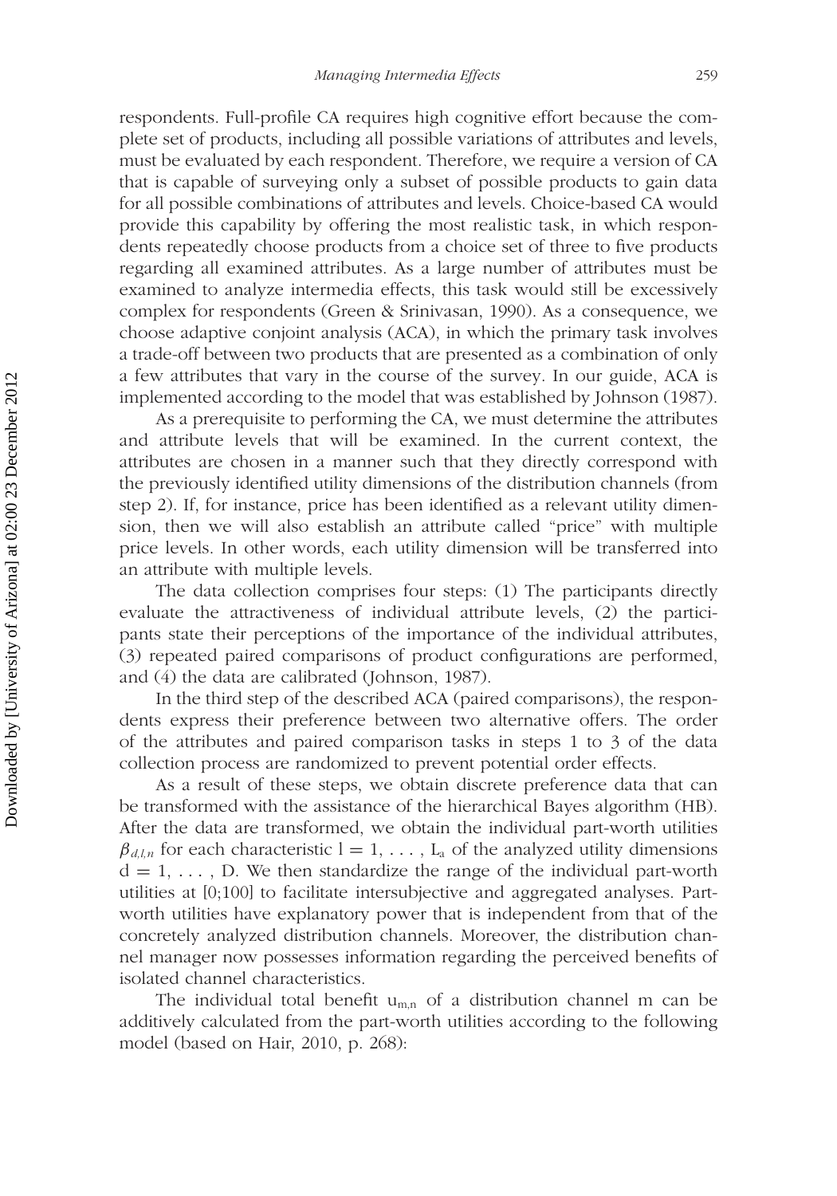respondents. Full-profile CA requires high cognitive effort because the complete set of products, including all possible variations of attributes and levels, must be evaluated by each respondent. Therefore, we require a version of CA that is capable of surveying only a subset of possible products to gain data for all possible combinations of attributes and levels. Choice-based CA would provide this capability by offering the most realistic task, in which respondents repeatedly choose products from a choice set of three to five products regarding all examined attributes. As a large number of attributes must be examined to analyze intermedia effects, this task would still be excessively complex for respondents (Green & Srinivasan, 1990). As a consequence, we choose adaptive conjoint analysis (ACA), in which the primary task involves a trade-off between two products that are presented as a combination of only a few attributes that vary in the course of the survey. In our guide, ACA is implemented according to the model that was established by Johnson (1987).

As a prerequisite to performing the CA, we must determine the attributes and attribute levels that will be examined. In the current context, the attributes are chosen in a manner such that they directly correspond with the previously identified utility dimensions of the distribution channels (from step 2). If, for instance, price has been identified as a relevant utility dimension, then we will also establish an attribute called "price" with multiple price levels. In other words, each utility dimension will be transferred into an attribute with multiple levels.

The data collection comprises four steps: (1) The participants directly evaluate the attractiveness of individual attribute levels, (2) the participants state their perceptions of the importance of the individual attributes, (3) repeated paired comparisons of product configurations are performed, and (4) the data are calibrated (Johnson, 1987).

In the third step of the described ACA (paired comparisons), the respondents express their preference between two alternative offers. The order of the attributes and paired comparison tasks in steps 1 to 3 of the data collection process are randomized to prevent potential order effects.

As a result of these steps, we obtain discrete preference data that can be transformed with the assistance of the hierarchical Bayes algorithm (HB). After the data are transformed, we obtain the individual part-worth utilities $\beta_{d,l,n}$ for each characteristic $l = 1, \ldots, L_a$ of the analyzed utility dimensions $d = 1, \ldots, D$. We then standardize the range of the individual part-worth utilities at [0;100] to facilitate intersubjective and aggregated analyses. Part-worth utilities have explanatory power that is independent from that of the concretely analyzed distribution channels. Moreover, the distribution channel manager now possesses information regarding the perceived benefits of isolated channel characteristics.

The individual total benefit $u_{m,n}$ of a distribution channel m can be additively calculated from the part-worth utilities according to the following model (based on Hair, 2010, p. 268):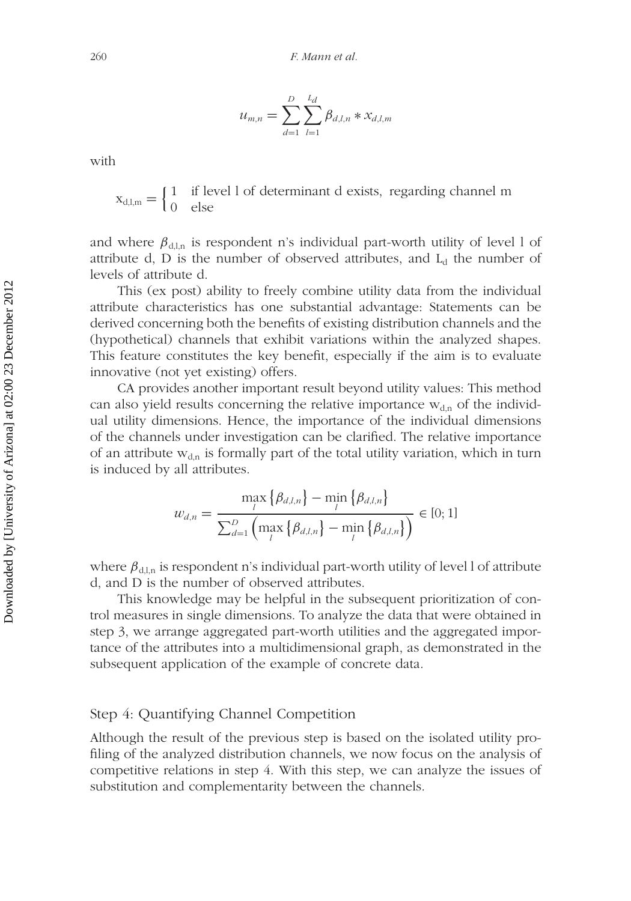$$u_{m,n} = \sum_{d=1}^{D} \sum_{l=1}^{L_d} \beta_{d,l,n} * x_{d,l,m}$$

with

$$x_{d,l,m} = \begin{cases} 1 & \text{if level l of determinant d exists, regarding channel m} \\ 0 & \text{else} \end{cases}$$

and where $\beta_{d,l,n}$ is respondent n's individual part-worth utility of level l of attribute d, D is the number of observed attributes, and $L_d$ the number of levels of attribute d.

This (ex post) ability to freely combine utility data from the individual attribute characteristics has one substantial advantage: Statements can be derived concerning both the benefits of existing distribution channels and the (hypothetical) channels that exhibit variations within the analyzed shapes. This feature constitutes the key benefit, especially if the aim is to evaluate innovative (not yet existing) offers.

CA provides another important result beyond utility values: This method can also yield results concerning the relative importance $w_{d,n}$ of the individual utility dimensions. Hence, the importance of the individual dimensions of the channels under investigation can be clarified. The relative importance of an attribute $w_{d,n}$ is formally part of the total utility variation, which in turn is induced by all attributes.

$$w_{d,n} = \frac{\max_l \{\beta_{d,l,n}\} - \min_l \{\beta_{d,l,n}\}}{\sum_{d=1}^{D} \left( \max_l \{\beta_{d,l,n}\} - \min_l \{\beta_{d,l,n}\} \right)} \in [0; 1]$$

where $\beta_{d,l,n}$ is respondent n's individual part-worth utility of level l of attribute d, and D is the number of observed attributes.

This knowledge may be helpful in the subsequent prioritization of control measures in single dimensions. To analyze the data that were obtained in step 3, we arrange aggregated part-worth utilities and the aggregated importance of the attributes into a multidimensional graph, as demonstrated in the subsequent application of the example of concrete data.

## Step 4: Quantifying Channel Competition

Although the result of the previous step is based on the isolated utility profiling of the analyzed distribution channels, we now focus on the analysis of competitive relations in step 4. With this step, we can analyze the issues of substitution and complementarity between the channels.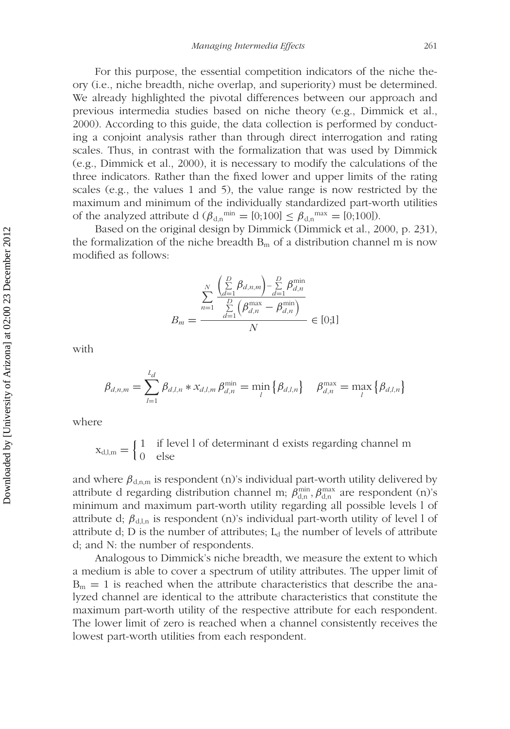For this purpose, the essential competition indicators of the niche theory (i.e., niche breadth, niche overlap, and superiority) must be determined. We already highlighted the pivotal differences between our approach and previous intermedia studies based on niche theory (e.g., Dimmick et al., 2000). According to this guide, the data collection is performed by conducting a conjoint analysis rather than through direct interrogation and rating scales. Thus, in contrast with the formalization that was used by Dimmick (e.g., Dimmick et al., 2000), it is necessary to modify the calculations of the three indicators. Rather than the fixed lower and upper limits of the rating scales (e.g., the values 1 and 5), the value range is now restricted by the maximum and minimum of the individually standardized part-worth utilities of the analyzed attribute d ($\beta_{d,n}^{min} = [0;100] \leq \beta_{d,n}^{max} = [0;100]$).

Based on the original design by Dimmick (Dimmick et al., 2000, p. 231), the formalization of the niche breadth $B_m$ of a distribution channel m is now modified as follows:

$$B_m = \frac{\sum_{n=1}^{N} \frac{\left(\sum_{d=1}^{D} \beta_{d,n,m}\right) - \sum_{d=1}^{D} \beta_{d,n}^{\min}}{\sum_{d=1}^{D} \left(\beta_{d,n}^{\max} - \beta_{d,n}^{\min}\right)}}{N} \in [0;1]$$

with

$$\beta_{d,n,m} = \sum_{l=1}^{L_d} \beta_{d,l,n} * x_{d,l,m} \quad \beta_{d,n}^{\min} = \min_{l}\left\{\beta_{d,l,n}\right\} \quad \beta_{d,n}^{\max} = \max_{l}\left\{\beta_{d,l,n}\right\}$$

where

$$x_{d,l,m} = \begin{cases} 1 & \text{if level l of determinant d exists regarding channel m} \\ 0 & \text{else} \end{cases}$$

and where $\beta_{d,n,m}$ is respondent (n)'s individual part-worth utility delivered by attribute d regarding distribution channel m; $\beta_{d,n}^{min}, \beta_{d,n}^{max}$ are respondent (n)'s minimum and maximum part-worth utility regarding all possible levels l of attribute d; $\beta_{d,l,n}$ is respondent (n)'s individual part-worth utility of level l of attribute d; D is the number of attributes; $L_d$ the number of levels of attribute d; and N: the number of respondents.

Analogous to Dimmick's niche breadth, we measure the extent to which a medium is able to cover a spectrum of utility attributes. The upper limit of $B_m = 1$ is reached when the attribute characteristics that describe the analyzed channel are identical to the attribute characteristics that constitute the maximum part-worth utility of the respective attribute for each respondent. The lower limit of zero is reached when a channel consistently receives the lowest part-worth utilities from each respondent.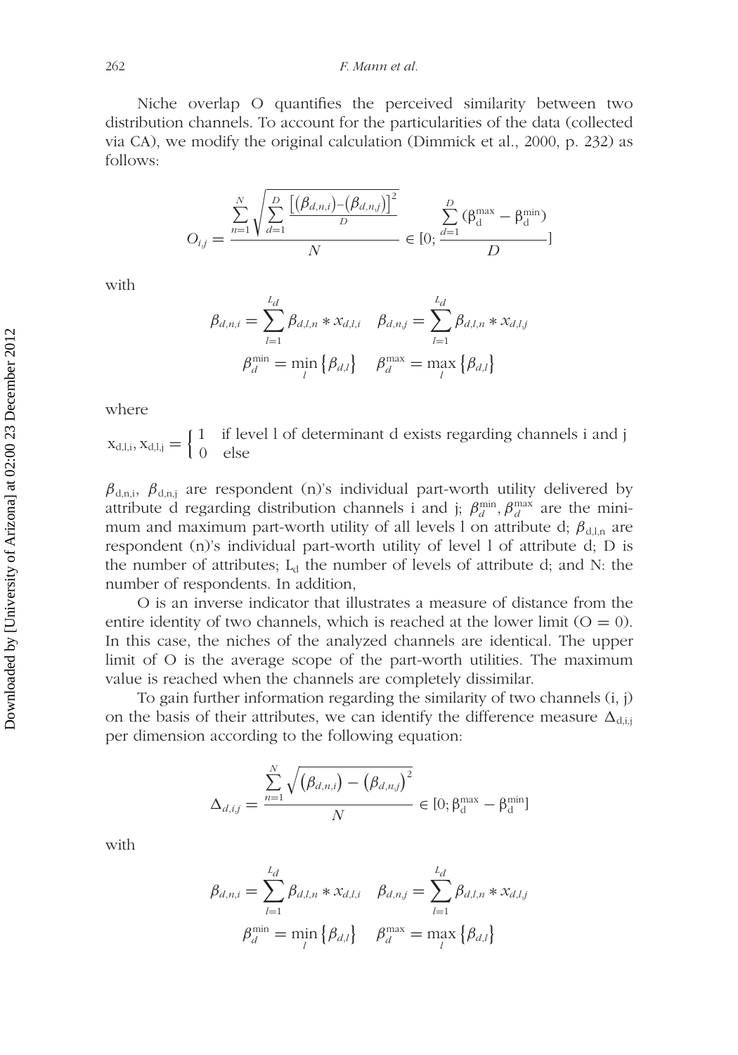Niche overlap O quantifies the perceived similarity between two distribution channels. To account for the particularities of the data (collected via CA), we modify the original calculation (Dimmick et al., 2000, p. 232) as follows:

$$O_{i,j} = \frac{\sum_{n=1}^{N} \sqrt{\sum_{d=1}^{D} \frac{\left[(\beta_{d,n,i}) - (\beta_{d,n,j})\right]^2}{D}}}{N} \in [0; \frac{\sum_{d=1}^{D} (\beta_d^{\max} - \beta_d^{\min})}{D}]$$

with

$$\beta_{d,n,i} = \sum_{l=1}^{L_d} \beta_{d,l,n} * x_{d,l,i} \quad \beta_{d,n,j} = \sum_{l=1}^{L_d} \beta_{d,l,n} * x_{d,l,j}$$

$$\beta_d^{\min} = \min_l \{\beta_{d,l}\} \quad \beta_d^{\max} = \max_l \{\beta_{d,l}\}$$

where

$$x_{d,l,i}, x_{d,l,j} = \begin{cases} 1 & \text{if level l of determinant d exists regarding channels i and j} \\ 0 & \text{else} \end{cases}$$

$\beta_{d,n,i}$, $\beta_{d,n,j}$ are respondent (n)'s individual part-worth utility delivered by attribute d regarding distribution channels i and j; $\beta_d^{\min}, \beta_d^{\max}$ are the minimum and maximum part-worth utility of all levels l on attribute d; $\beta_{d,l,n}$ are respondent (n)'s individual part-worth utility of level l of attribute d; D is the number of attributes; $L_d$ the number of levels of attribute d; and N: the number of respondents. In addition,

O is an inverse indicator that illustrates a measure of distance from the entire identity of two channels, which is reached at the lower limit ($O = 0$). In this case, the niches of the analyzed channels are identical. The upper limit of O is the average scope of the part-worth utilities. The maximum value is reached when the channels are completely dissimilar.

To gain further information regarding the similarity of two channels (i, j) on the basis of their attributes, we can identify the difference measure $\Delta_{d,i,j}$ per dimension according to the following equation:

$$\Delta_{d,i,j} = \frac{\sum_{n=1}^{N} \sqrt{(\beta_{d,n,i}) - (\beta_{d,n,j})^2}}{N} \in [0; \beta_d^{\max} - \beta_d^{\min}]$$

with

$$\beta_{d,n,i} = \sum_{l=1}^{L_d} \beta_{d,l,n} * x_{d,l,i} \quad \beta_{d,n,j} = \sum_{l=1}^{L_d} \beta_{d,l,n} * x_{d,l,j}$$

$$\beta_d^{\min} = \min_l \{\beta_{d,l}\} \quad \beta_d^{\max} = \max_l \{\beta_{d,l}\}$$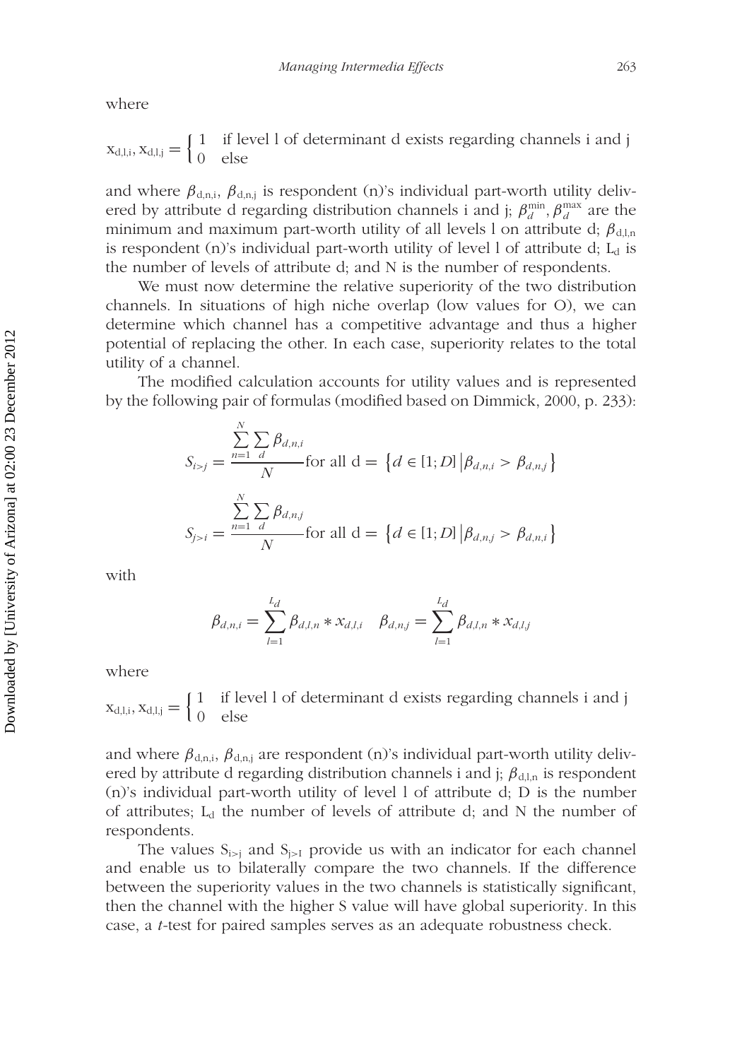where

$$x_{d,l,i}, x_{d,l,j} = \begin{cases} 1 & \text{if level l of determinant d exists regarding channels i and j} \\ 0 & \text{else} \end{cases}$$

and where $\beta_{d,n,i}$, $\beta_{d,n,j}$ is respondent (n)'s individual part-worth utility delivered by attribute d regarding distribution channels i and j; $\beta_d^{min}, \beta_d^{max}$ are the minimum and maximum part-worth utility of all levels l on attribute d; $\beta_{d,l,n}$ is respondent (n)'s individual part-worth utility of level l of attribute d; $L_d$ is the number of levels of attribute d; and N is the number of respondents.

We must now determine the relative superiority of the two distribution channels. In situations of high niche overlap (low values for O), we can determine which channel has a competitive advantage and thus a higher potential of replacing the other. In each case, superiority relates to the total utility of a channel.

The modified calculation accounts for utility values and is represented by the following pair of formulas (modified based on Dimmick, 2000, p. 233):

$$S_{i>j} = \frac{\sum_{n=1}^{N} \sum_{d} \beta_{d,n,i}}{N} \text{for all d} = \left\{ d \in [1; D] \,\middle|\, \beta_{d,n,i} > \beta_{d,n,j} \right\}$$

$$S_{j>i} = \frac{\sum_{n=1}^{N} \sum_{d} \beta_{d,n,j}}{N} \text{for all d} = \left\{ d \in [1; D] \,\middle|\, \beta_{d,n,j} > \beta_{d,n,i} \right\}$$

with

$$\beta_{d,n,i} = \sum_{l=1}^{L_d} \beta_{d,l,n} * x_{d,l,i} \quad \beta_{d,n,j} = \sum_{l=1}^{L_d} \beta_{d,l,n} * x_{d,l,j}$$

where

$$x_{d,l,i}, x_{d,l,j} = \begin{cases} 1 & \text{if level l of determinant d exists regarding channels i and j} \\ 0 & \text{else} \end{cases}$$

and where $\beta_{d,n,i}$, $\beta_{d,n,j}$ are respondent (n)'s individual part-worth utility delivered by attribute d regarding distribution channels i and j; $\beta_{d,l,n}$ is respondent (n)'s individual part-worth utility of level l of attribute d; D is the number of attributes; $L_d$ the number of levels of attribute d; and N the number of respondents.

The values $S_{i>j}$ and $S_{j>I}$ provide us with an indicator for each channel and enable us to bilaterally compare the two channels. If the difference between the superiority values in the two channels is statistically significant, then the channel with the higher S value will have global superiority. In this case, a *t*-test for paired samples serves as an adequate robustness check.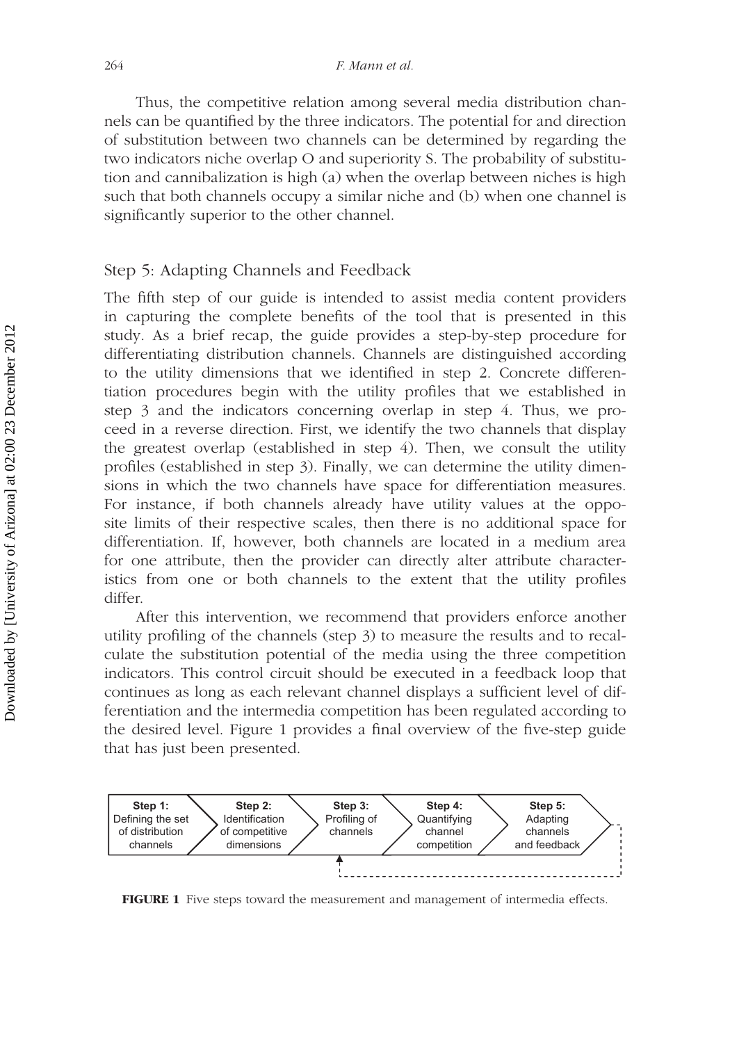Thus, the competitive relation among several media distribution channels can be quantified by the three indicators. The potential for and direction of substitution between two channels can be determined by regarding the two indicators niche overlap O and superiority S. The probability of substitution and cannibalization is high (a) when the overlap between niches is high such that both channels occupy a similar niche and (b) when one channel is significantly superior to the other channel.

## Step 5: Adapting Channels and Feedback

The fifth step of our guide is intended to assist media content providers in capturing the complete benefits of the tool that is presented in this study. As a brief recap, the guide provides a step-by-step procedure for differentiating distribution channels. Channels are distinguished according to the utility dimensions that we identified in step 2. Concrete differentiation procedures begin with the utility profiles that we established in step 3 and the indicators concerning overlap in step 4. Thus, we proceed in a reverse direction. First, we identify the two channels that display the greatest overlap (established in step 4). Then, we consult the utility profiles (established in step 3). Finally, we can determine the utility dimensions in which the two channels have space for differentiation measures. For instance, if both channels already have utility values at the opposite limits of their respective scales, then there is no additional space for differentiation. If, however, both channels are located in a medium area for one attribute, then the provider can directly alter attribute characteristics from one or both channels to the extent that the utility profiles differ.

After this intervention, we recommend that providers enforce another utility profiling of the channels (step 3) to measure the results and to recalculate the substitution potential of the media using the three competition indicators. This control circuit should be executed in a feedback loop that continues as long as each relevant channel displays a sufficient level of differentiation and the intermedia competition has been regulated according to the desired level. Figure 1 provides a final overview of the five-step guide that has just been presented.

Step 1: Defining the set of distribution channels → Step 2: Identification of competitive dimensions → Step 3: Profiling of channels → Step 4: Quantifying channel competition → Step 5: Adapting channels and feedback (feedback loop back to Step 3)

**FIGURE 1** Five steps toward the measurement and management of intermedia effects.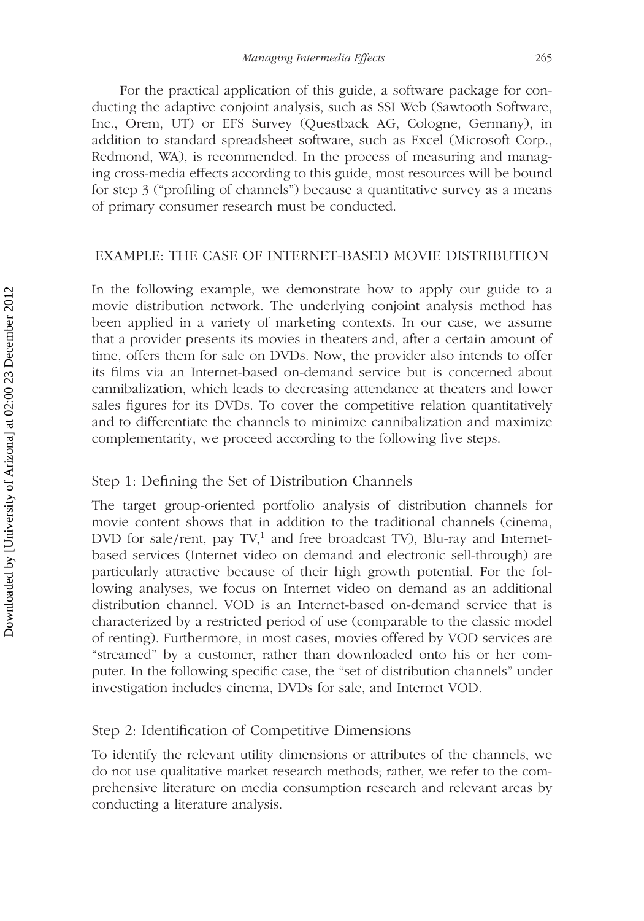For the practical application of this guide, a software package for conducting the adaptive conjoint analysis, such as SSI Web (Sawtooth Software, Inc., Orem, UT) or EFS Survey (Questback AG, Cologne, Germany), in addition to standard spreadsheet software, such as Excel (Microsoft Corp., Redmond, WA), is recommended. In the process of measuring and managing cross-media effects according to this guide, most resources will be bound for step 3 ("profiling of channels") because a quantitative survey as a means of primary consumer research must be conducted.

## EXAMPLE: THE CASE OF INTERNET-BASED MOVIE DISTRIBUTION

In the following example, we demonstrate how to apply our guide to a movie distribution network. The underlying conjoint analysis method has been applied in a variety of marketing contexts. In our case, we assume that a provider presents its movies in theaters and, after a certain amount of time, offers them for sale on DVDs. Now, the provider also intends to offer its films via an Internet-based on-demand service but is concerned about cannibalization, which leads to decreasing attendance at theaters and lower sales figures for its DVDs. To cover the competitive relation quantitatively and to differentiate the channels to minimize cannibalization and maximize complementarity, we proceed according to the following five steps.

### Step 1: Defining the Set of Distribution Channels

The target group-oriented portfolio analysis of distribution channels for movie content shows that in addition to the traditional channels (cinema, DVD for sale/rent, pay TV,[1] and free broadcast TV), Blu-ray and Internet-based services (Internet video on demand and electronic sell-through) are particularly attractive because of their high growth potential. For the following analyses, we focus on Internet video on demand as an additional distribution channel. VOD is an Internet-based on-demand service that is characterized by a restricted period of use (comparable to the classic model of renting). Furthermore, in most cases, movies offered by VOD services are "streamed" by a customer, rather than downloaded onto his or her computer. In the following specific case, the "set of distribution channels" under investigation includes cinema, DVDs for sale, and Internet VOD.

### Step 2: Identification of Competitive Dimensions

To identify the relevant utility dimensions or attributes of the channels, we do not use qualitative market research methods; rather, we refer to the comprehensive literature on media consumption research and relevant areas by conducting a literature analysis.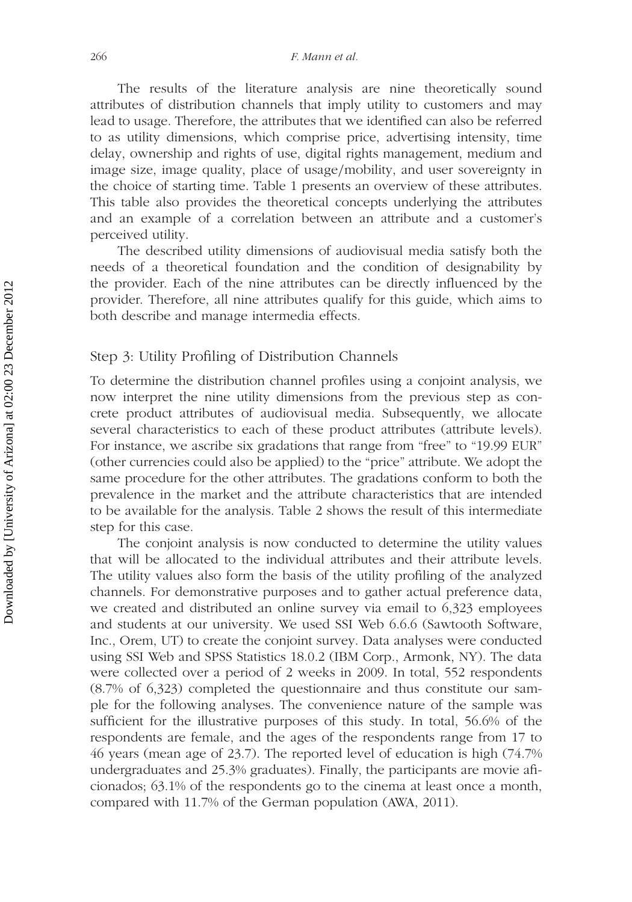The results of the literature analysis are nine theoretically sound attributes of distribution channels that imply utility to customers and may lead to usage. Therefore, the attributes that we identified can also be referred to as utility dimensions, which comprise price, advertising intensity, time delay, ownership and rights of use, digital rights management, medium and image size, image quality, place of usage/mobility, and user sovereignty in the choice of starting time. Table 1 presents an overview of these attributes. This table also provides the theoretical concepts underlying the attributes and an example of a correlation between an attribute and a customer's perceived utility.

The described utility dimensions of audiovisual media satisfy both the needs of a theoretical foundation and the condition of designability by the provider. Each of the nine attributes can be directly influenced by the provider. Therefore, all nine attributes qualify for this guide, which aims to both describe and manage intermedia effects.

## Step 3: Utility Profiling of Distribution Channels

To determine the distribution channel profiles using a conjoint analysis, we now interpret the nine utility dimensions from the previous step as concrete product attributes of audiovisual media. Subsequently, we allocate several characteristics to each of these product attributes (attribute levels). For instance, we ascribe six gradations that range from "free" to "19.99 EUR" (other currencies could also be applied) to the "price" attribute. We adopt the same procedure for the other attributes. The gradations conform to both the prevalence in the market and the attribute characteristics that are intended to be available for the analysis. Table 2 shows the result of this intermediate step for this case.

The conjoint analysis is now conducted to determine the utility values that will be allocated to the individual attributes and their attribute levels. The utility values also form the basis of the utility profiling of the analyzed channels. For demonstrative purposes and to gather actual preference data, we created and distributed an online survey via email to 6,323 employees and students at our university. We used SSI Web 6.6.6 (Sawtooth Software, Inc., Orem, UT) to create the conjoint survey. Data analyses were conducted using SSI Web and SPSS Statistics 18.0.2 (IBM Corp., Armonk, NY). The data were collected over a period of 2 weeks in 2009. In total, 552 respondents (8.7% of 6,323) completed the questionnaire and thus constitute our sample for the following analyses. The convenience nature of the sample was sufficient for the illustrative purposes of this study. In total, 56.6% of the respondents are female, and the ages of the respondents range from 17 to 46 years (mean age of 23.7). The reported level of education is high (74.7% undergraduates and 25.3% graduates). Finally, the participants are movie aficionados; 63.1% of the respondents go to the cinema at least once a month, compared with 11.7% of the German population (AWA, 2011).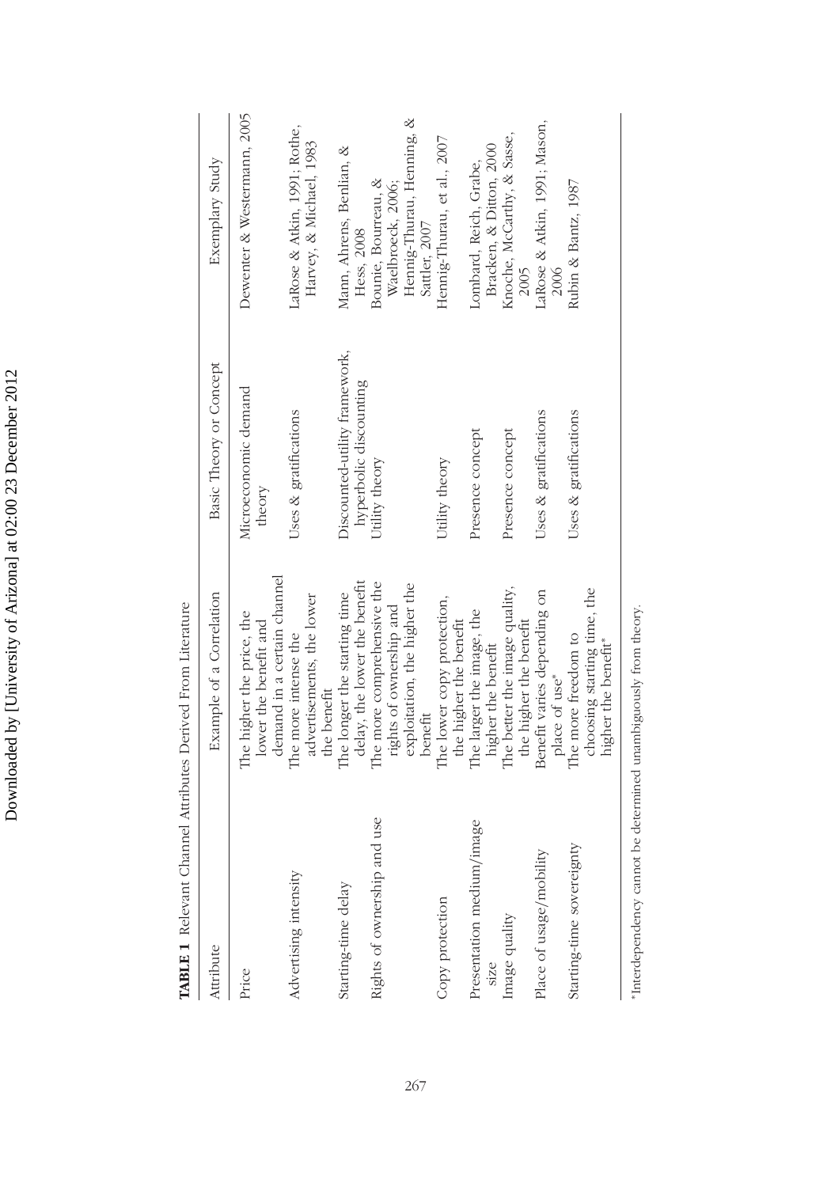**TABLE 1** Relevant Channel Attributes Derived From Literature

| Attribute | Example of a Correlation | Basic Theory or Concept | Exemplary Study |
|---|---|---|---|
| Price | The higher the price, the lower the benefit and demand in a certain channel | Microeconomic demand theory | Dewenter & Westermann, 2005 |
| Advertising intensity | The more intense the advertisements, the lower the benefit | Uses & gratifications | LaRose & Atkin, 1991; Rothe, Harvey, & Michael, 1983 |
| Starting-time delay | The longer the starting time delay, the lower the benefit | Discounted-utility framework, hyperbolic discounting | Mann, Ahrens, Benlian, & Hess, 2008 |
| Rights of ownership and use | The more comprehensive the rights of ownership and exploitation, the higher the benefit | Utility theory | Bounie, Bourreau, & Waelbroeck, 2006; Hennig-Thurau, Henning, & Sattler, 2007 |
| Copy protection | The lower copy protection, the higher the benefit | Utility theory | Hennig-Thurau, et al., 2007 |
| Presentation medium/image size | The larger the image, the higher the benefit | Presence concept | Lombard, Reich, Grabe, Bracken, & Ditton, 2000 |
| Image quality | The better the image quality, the higher the benefit | Presence concept | Knoche, McCarthy, & Sasse, 2005 |
| Place of usage/mobility | Benefit varies depending on place of use* | Uses & gratifications | LaRose & Atkin, 1991; Mason, 2006 |
| Starting-time sovereignty | The more freedom to choosing starting time, the higher the benefit* | Uses & gratifications | Rubin & Bantz, 1987 |

*Interdependency cannot be determined unambiguously from theory.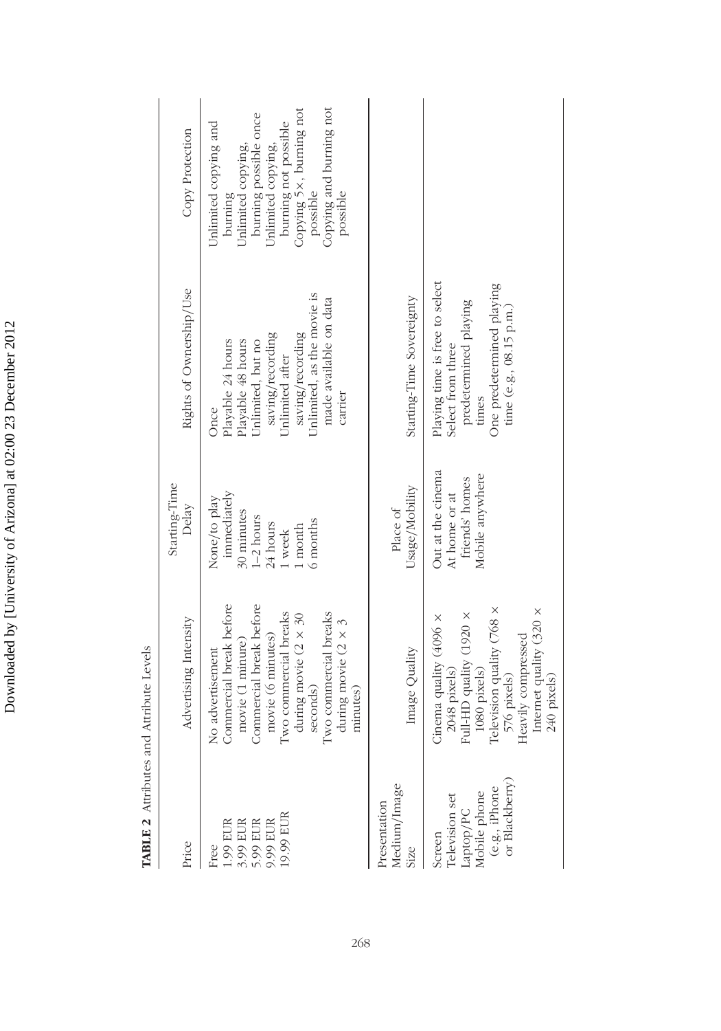**TABLE 2** Attributes and Attribute Levels

| Price | Advertising Intensity | Starting-Time Delay | Rights of Ownership/Use | Copy Protection |
|---|---|---|---|---|
| Free | No advertisement | None/to play immediately | Once | Unlimited copying and burning |
| 1.99 EUR | Commercial break before movie (1 minute) | 30 minutes | Playable 24 hours | Unlimited copying, burning possible once |
| 3.99 EUR | Commercial break before movie (6 minutes) | 1–2 hours | Playable 48 hours | Unlimited copying, burning not possible |
| 5.99 EUR | Two commercial breaks during movie (2 × 30 seconds) | 24 hours | Unlimited, but no saving/recording | Copying 5×, burning not possible |
| 9.99 EUR | Two commercial breaks during movie (2 × 3 minutes) | 1 week | Unlimited after saving/recording | Copying and burning not possible |
| 19.99 EUR | | 1 month | Unlimited, as the movie is made available on data carrier | |
| | | 6 months | | |

| Presentation Medium/Image Size | Image Quality | Place of Usage/Mobility | Starting-Time Sovereignty |
|---|---|---|---|
| Screen | Cinema quality (4096 × 2048 pixels) | Out at the cinema | Playing time is free to select |
| Television set | Full-HD quality (1920 × 1080 pixels) | At home or at friends' homes | Select from three predetermined playing times |
| Laptop/PC | Television quality (768 × 576 pixels) | Mobile anywhere | One predetermined playing time (e.g., 08.15 p.m.) |
| Mobile phone (e.g., iPhone or Blackberry) | Heavily compressed Internet quality (320 × 240 pixels) | | |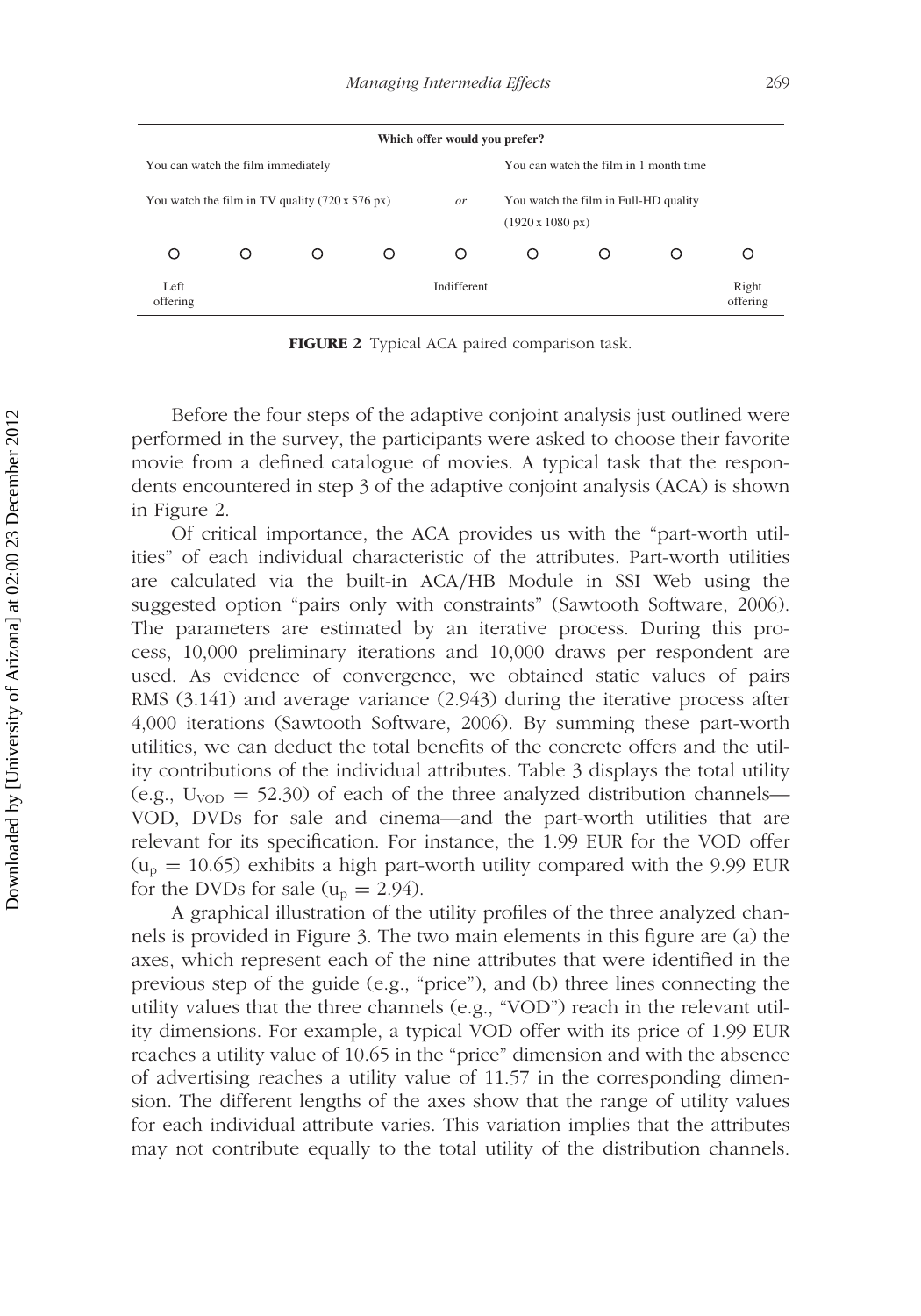| Which offer would you prefer? | | | | | | | | |
|---|---|---|---|---|---|---|---|---|
| You can watch the film immediately | | | | | You can watch the film in 1 month time | | | |
| You watch the film in TV quality (720 x 576 px) | | | | *or* | You watch the film in Full-HD quality (1920 x 1080 px) | | | |
| ○ | ○ | ○ | ○ | ○ | ○ | ○ | ○ | ○ |
| Left offering | | | | Indifferent | | | | Right offering |

**FIGURE 2** Typical ACA paired comparison task.

Before the four steps of the adaptive conjoint analysis just outlined were performed in the survey, the participants were asked to choose their favorite movie from a defined catalogue of movies. A typical task that the respondents encountered in step 3 of the adaptive conjoint analysis (ACA) is shown in Figure 2.

Of critical importance, the ACA provides us with the "part-worth utilities" of each individual characteristic of the attributes. Part-worth utilities are calculated via the built-in ACA/HB Module in SSI Web using the suggested option "pairs only with constraints" (Sawtooth Software, 2006). The parameters are estimated by an iterative process. During this process, 10,000 preliminary iterations and 10,000 draws per respondent are used. As evidence of convergence, we obtained static values of pairs RMS (3.141) and average variance (2.943) during the iterative process after 4,000 iterations (Sawtooth Software, 2006). By summing these part-worth utilities, we can deduct the total benefits of the concrete offers and the utility contributions of the individual attributes. Table 3 displays the total utility (e.g., $U_{VOD} = 52.30$) of each of the three analyzed distribution channels—VOD, DVDs for sale and cinema—and the part-worth utilities that are relevant for its specification. For instance, the 1.99 EUR for the VOD offer ($u_p = 10.65$) exhibits a high part-worth utility compared with the 9.99 EUR for the DVDs for sale ($u_p = 2.94$).

A graphical illustration of the utility profiles of the three analyzed channels is provided in Figure 3. The two main elements in this figure are (a) the axes, which represent each of the nine attributes that were identified in the previous step of the guide (e.g., "price"), and (b) three lines connecting the utility values that the three channels (e.g., "VOD") reach in the relevant utility dimensions. For example, a typical VOD offer with its price of 1.99 EUR reaches a utility value of 10.65 in the "price" dimension and with the absence of advertising reaches a utility value of 11.57 in the corresponding dimension. The different lengths of the axes show that the range of utility values for each individual attribute varies. This variation implies that the attributes may not contribute equally to the total utility of the distribution channels.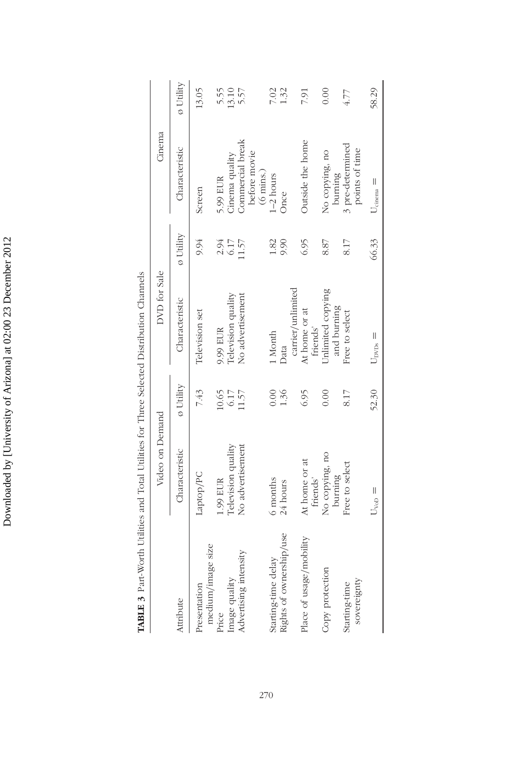**TABLE 3** Part-Worth Utilities and Total Utilities for Three Selected Distribution Channels

| Attribute | Video on Demand | | DVD for Sale | | Cinema | |
|---|---|---|---|---|---|---|
| | Characteristic | ø Utility | Characteristic | ø Utility | Characteristic | ø Utility |
| Presentation medium/image size | Laptop/PC | 7.43 | Television set | 9.94 | Screen | 13.05 |
| Price | 1.99 EUR | 10.65 | 9.99 EUR | 2.94 | 5.99 EUR | 5.55 |
| Image quality | Television quality | 6.17 | Television quality | 6.17 | Cinema quality | 13.10 |
| Advertising intensity | No advertisement | 11.57 | No advertisement | 11.57 | Commercial break before movie (6 mins.) | 5.57 |
| Starting-time delay | 6 months | 0.00 | 1 Month | 1.82 | 1–2 hours | 7.02 |
| Rights of ownership/use | 24 hours | 1.36 | Data carrier/unlimited | 9.90 | Once | 1.32 |
| Place of usage/mobility | At home or at friends' | 6.95 | At home or at friends' | 6.95 | Outside the home | 7.91 |
| Copy protection | No copying, no burning | 0.00 | Unlimited copying and burning | 8.87 | No copying, no burning | 0.00 |
| Starting-time sovereignty | Free to select | 8.17 | Free to select | 8.17 | 3 pre-determined points of time | 4.77 |
| | $U_{VoD}$ = | 52.30 | $U_{DVDs}$ = | 66.33 | $U_{cinema}$ = | 58.29 |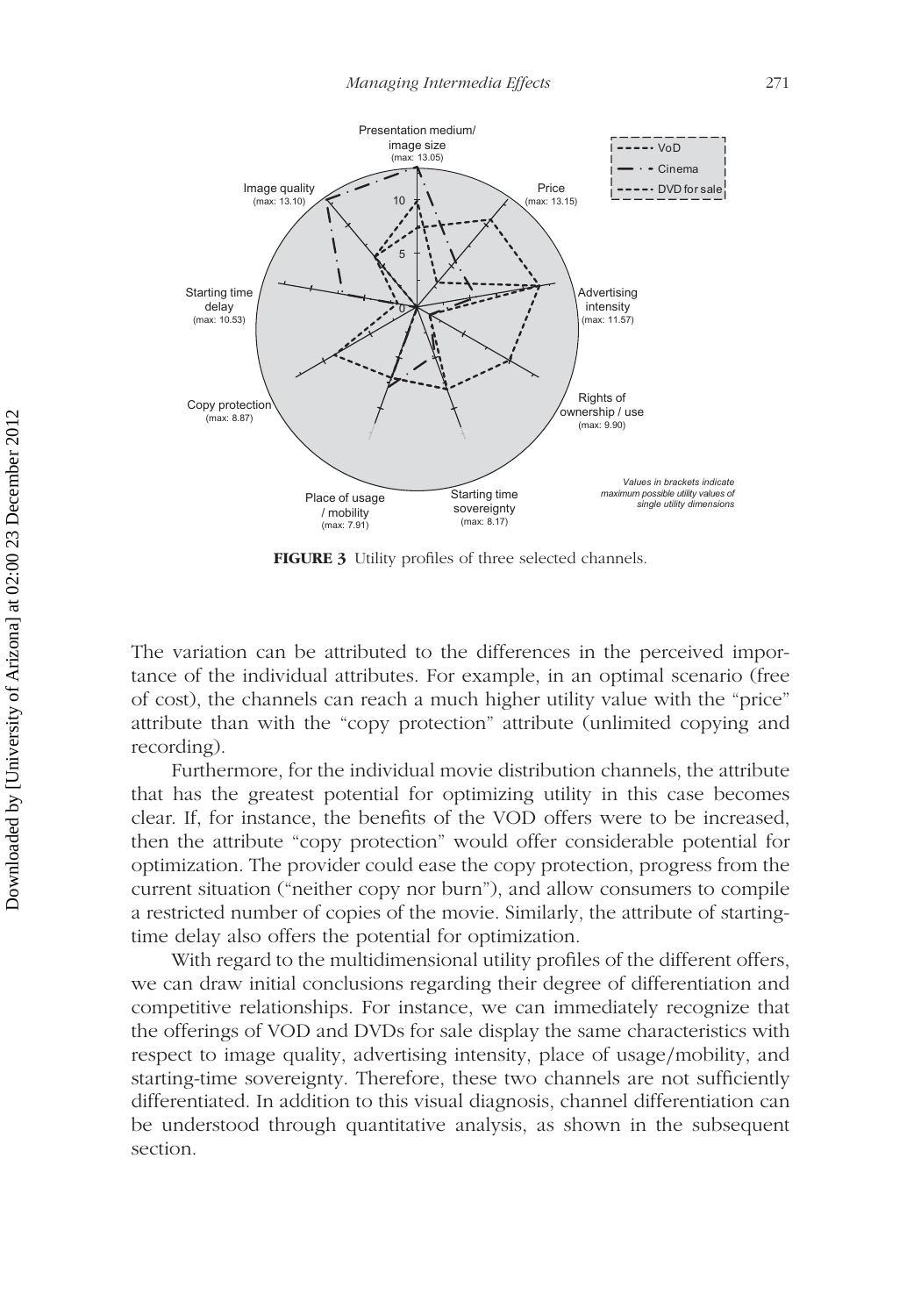**FIGURE 3** Utility profiles of three selected channels.

The variation can be attributed to the differences in the perceived importance of the individual attributes. For example, in an optimal scenario (free of cost), the channels can reach a much higher utility value with the "price" attribute than with the "copy protection" attribute (unlimited copying and recording).

Furthermore, for the individual movie distribution channels, the attribute that has the greatest potential for optimizing utility in this case becomes clear. If, for instance, the benefits of the VOD offers were to be increased, then the attribute "copy protection" would offer considerable potential for optimization. The provider could ease the copy protection, progress from the current situation ("neither copy nor burn"), and allow consumers to compile a restricted number of copies of the movie. Similarly, the attribute of starting-time delay also offers the potential for optimization.

With regard to the multidimensional utility profiles of the different offers, we can draw initial conclusions regarding their degree of differentiation and competitive relationships. For instance, we can immediately recognize that the offerings of VOD and DVDs for sale display the same characteristics with respect to image quality, advertising intensity, place of usage/mobility, and starting-time sovereignty. Therefore, these two channels are not sufficiently differentiated. In addition to this visual diagnosis, channel differentiation can be understood through quantitative analysis, as shown in the subsequent section.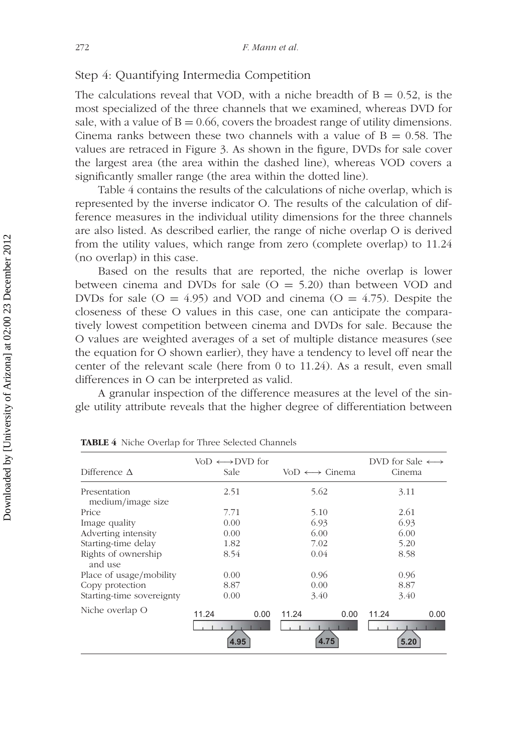## Step 4: Quantifying Intermedia Competition

The calculations reveal that VOD, with a niche breadth of B = 0.52, is the most specialized of the three channels that we examined, whereas DVD for sale, with a value of B = 0.66, covers the broadest range of utility dimensions. Cinema ranks between these two channels with a value of B = 0.58. The values are retraced in Figure 3. As shown in the figure, DVDs for sale cover the largest area (the area within the dashed line), whereas VOD covers a significantly smaller range (the area within the dotted line).

Table 4 contains the results of the calculations of niche overlap, which is represented by the inverse indicator O. The results of the calculation of difference measures in the individual utility dimensions for the three channels are also listed. As described earlier, the range of niche overlap O is derived from the utility values, which range from zero (complete overlap) to 11.24 (no overlap) in this case.

Based on the results that are reported, the niche overlap is lower between cinema and DVDs for sale (O = 5.20) than between VOD and DVDs for sale (O = 4.95) and VOD and cinema (O = 4.75). Despite the closeness of these O values in this case, one can anticipate the comparatively lowest competition between cinema and DVDs for sale. Because the O values are weighted averages of a set of multiple distance measures (see the equation for O shown earlier), they have a tendency to level off near the center of the relevant scale (here from 0 to 11.24). As a result, even small differences in O can be interpreted as valid.

A granular inspection of the difference measures at the level of the single utility attribute reveals that the higher degree of differentiation between

**TABLE 4** Niche Overlap for Three Selected Channels

| Difference Δ | VoD ⟷ DVD for Sale | VoD ⟷ Cinema | DVD for Sale ⟷ Cinema |
|---|---|---|---|
| Presentation medium/image size | 2.51 | 5.62 | 3.11 |
| Price | 7.71 | 5.10 | 2.61 |
| Image quality | 0.00 | 6.93 | 6.93 |
| Adverting intensity | 0.00 | 6.00 | 6.00 |
| Starting-time delay | 1.82 | 7.02 | 5.20 |
| Rights of ownership and use | 8.54 | 0.04 | 8.58 |
| Place of usage/mobility | 0.00 | 0.96 | 0.96 |
| Copy protection | 8.87 | 0.00 | 8.87 |
| Starting-time sovereignty | 0.00 | 3.40 | 3.40 |
| Niche overlap O (scale 11.24 – 0.00) | 4.95 | 4.75 | 5.20 |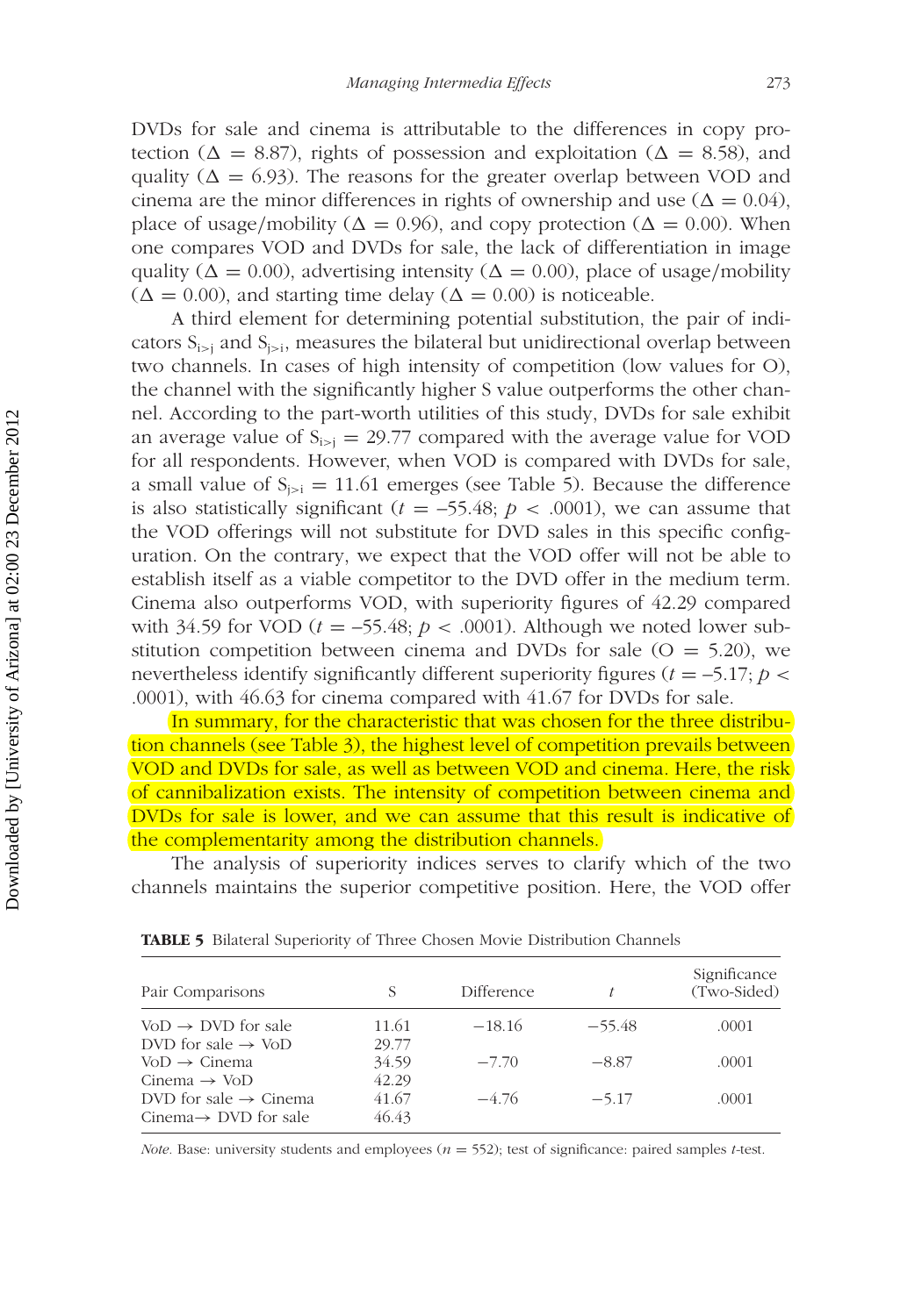DVDs for sale and cinema is attributable to the differences in copy protection ($\Delta = 8.87$), rights of possession and exploitation ($\Delta = 8.58$), and quality ($\Delta = 6.93$). The reasons for the greater overlap between VOD and cinema are the minor differences in rights of ownership and use ($\Delta = 0.04$), place of usage/mobility ($\Delta = 0.96$), and copy protection ($\Delta = 0.00$). When one compares VOD and DVDs for sale, the lack of differentiation in image quality ($\Delta = 0.00$), advertising intensity ($\Delta = 0.00$), place of usage/mobility ($\Delta = 0.00$), and starting time delay ($\Delta = 0.00$) is noticeable.

A third element for determining potential substitution, the pair of indicators $S_{i>j}$ and $S_{j>i}$, measures the bilateral but unidirectional overlap between two channels. In cases of high intensity of competition (low values for O), the channel with the significantly higher S value outperforms the other channel. According to the part-worth utilities of this study, DVDs for sale exhibit an average value of $S_{i>j} = 29.77$ compared with the average value for VOD for all respondents. However, when VOD is compared with DVDs for sale, a small value of $S_{j>i} = 11.61$ emerges (see Table 5). Because the difference is also statistically significant ($t = -55.48$; $p < .0001$), we can assume that the VOD offerings will not substitute for DVD sales in this specific configuration. On the contrary, we expect that the VOD offer will not be able to establish itself as a viable competitor to the DVD offer in the medium term. Cinema also outperforms VOD, with superiority figures of 42.29 compared with 34.59 for VOD ($t = -55.48$; $p < .0001$). Although we noted lower substitution competition between cinema and DVDs for sale (O = 5.20), we nevertheless identify significantly different superiority figures ($t = -5.17$; $p < .0001$), with 46.63 for cinema compared with 41.67 for DVDs for sale.

In summary, for the characteristic that was chosen for the three distribution channels (see Table 3), the highest level of competition prevails between VOD and DVDs for sale, as well as between VOD and cinema. Here, the risk of cannibalization exists. The intensity of competition between cinema and DVDs for sale is lower, and we can assume that this result is indicative of the complementarity among the distribution channels.

The analysis of superiority indices serves to clarify which of the two channels maintains the superior competitive position. Here, the VOD offer

**TABLE 5** Bilateral Superiority of Three Chosen Movie Distribution Channels

| Pair Comparisons | S | Difference | $t$ | Significance (Two-Sided) |
|---|---|---|---|---|
| VoD → DVD for sale | 11.61 | −18.16 | −55.48 | .0001 |
| DVD for sale → VoD | 29.77 | | | |
| VoD → Cinema | 34.59 | −7.70 | −8.87 | .0001 |
| Cinema → VoD | 42.29 | | | |
| DVD for sale → Cinema | 41.67 | −4.76 | −5.17 | .0001 |
| Cinema→ DVD for sale | 46.43 | | | |

*Note.* Base: university students and employees ($n = 552$); test of significance: paired samples $t$-test.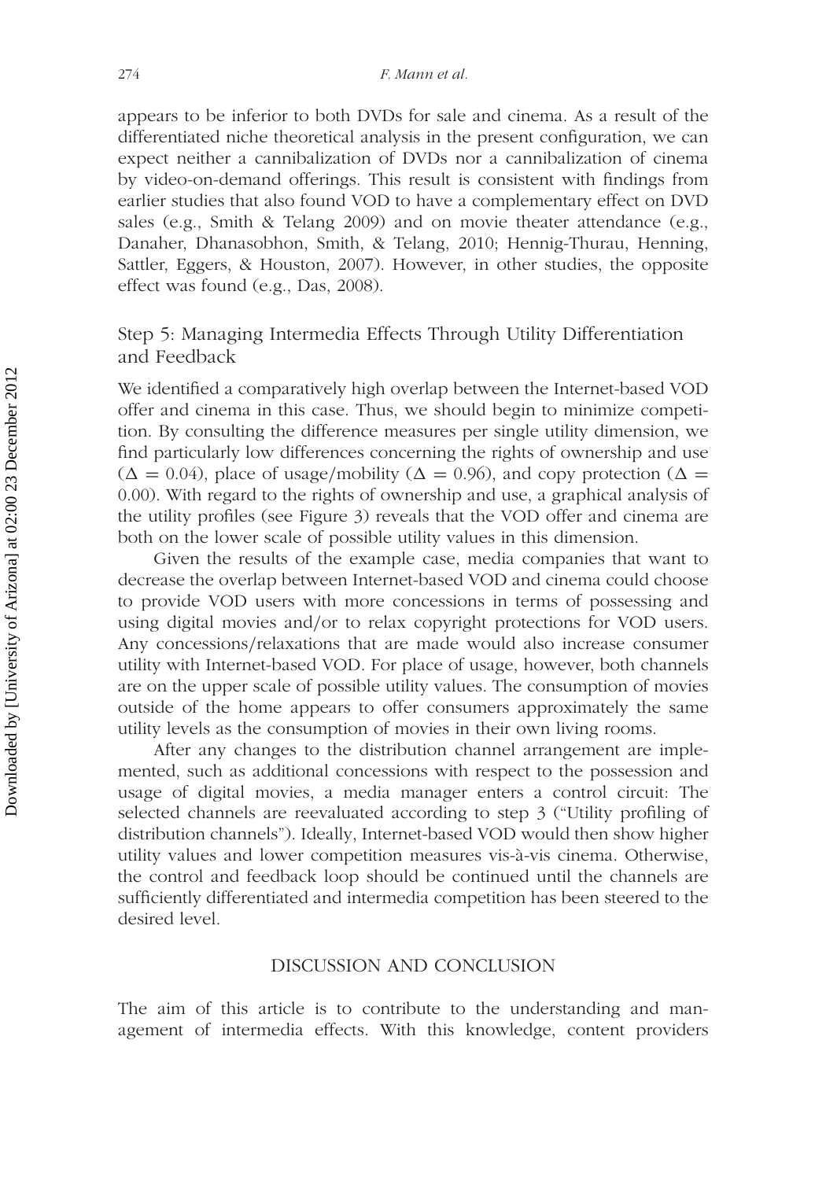appears to be inferior to both DVDs for sale and cinema. As a result of the differentiated niche theoretical analysis in the present configuration, we can expect neither a cannibalization of DVDs nor a cannibalization of cinema by video-on-demand offerings. This result is consistent with findings from earlier studies that also found VOD to have a complementary effect on DVD sales (e.g., Smith & Telang 2009) and on movie theater attendance (e.g., Danaher, Dhanasobhon, Smith, & Telang, 2010; Hennig-Thurau, Henning, Sattler, Eggers, & Houston, 2007). However, in other studies, the opposite effect was found (e.g., Das, 2008).

## Step 5: Managing Intermedia Effects Through Utility Differentiation and Feedback

We identified a comparatively high overlap between the Internet-based VOD offer and cinema in this case. Thus, we should begin to minimize competition. By consulting the difference measures per single utility dimension, we find particularly low differences concerning the rights of ownership and use ($\Delta = 0.04$), place of usage/mobility ($\Delta = 0.96$), and copy protection ($\Delta = 0.00$). With regard to the rights of ownership and use, a graphical analysis of the utility profiles (see Figure 3) reveals that the VOD offer and cinema are both on the lower scale of possible utility values in this dimension.

Given the results of the example case, media companies that want to decrease the overlap between Internet-based VOD and cinema could choose to provide VOD users with more concessions in terms of possessing and using digital movies and/or to relax copyright protections for VOD users. Any concessions/relaxations that are made would also increase consumer utility with Internet-based VOD. For place of usage, however, both channels are on the upper scale of possible utility values. The consumption of movies outside of the home appears to offer consumers approximately the same utility levels as the consumption of movies in their own living rooms.

After any changes to the distribution channel arrangement are implemented, such as additional concessions with respect to the possession and usage of digital movies, a media manager enters a control circuit: The selected channels are reevaluated according to step 3 ("Utility profiling of distribution channels"). Ideally, Internet-based VOD would then show higher utility values and lower competition measures vis-à-vis cinema. Otherwise, the control and feedback loop should be continued until the channels are sufficiently differentiated and intermedia competition has been steered to the desired level.

## DISCUSSION AND CONCLUSION

The aim of this article is to contribute to the understanding and management of intermedia effects. With this knowledge, content providers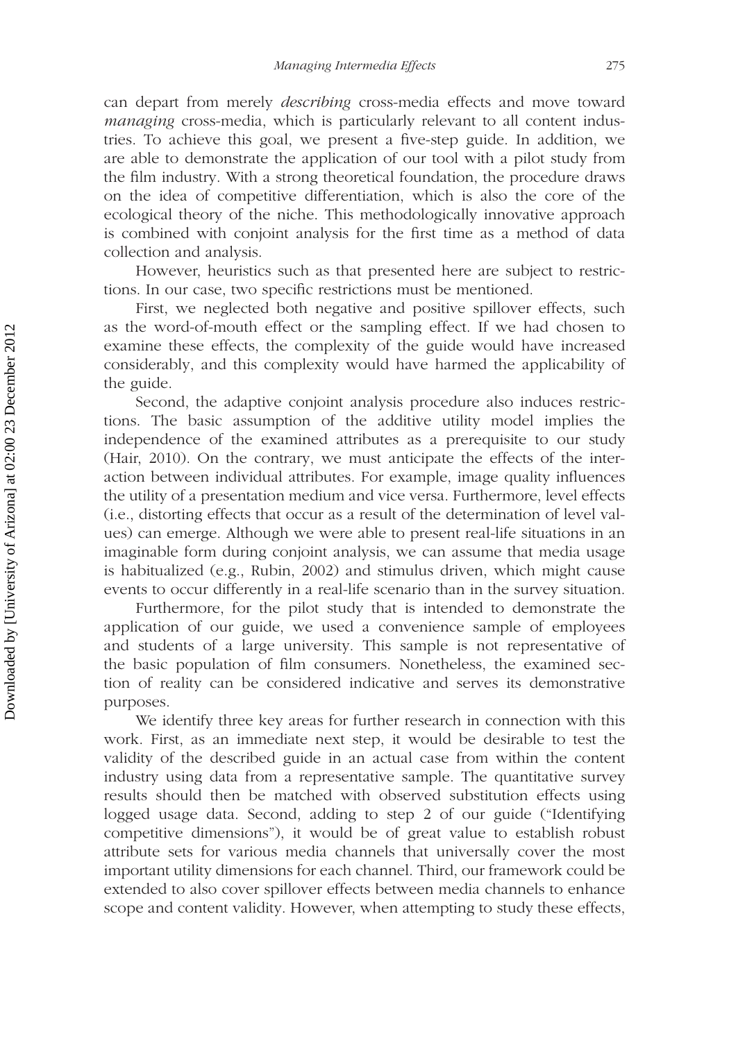can depart from merely *describing* cross-media effects and move toward *managing* cross-media, which is particularly relevant to all content industries. To achieve this goal, we present a five-step guide. In addition, we are able to demonstrate the application of our tool with a pilot study from the film industry. With a strong theoretical foundation, the procedure draws on the idea of competitive differentiation, which is also the core of the ecological theory of the niche. This methodologically innovative approach is combined with conjoint analysis for the first time as a method of data collection and analysis.

However, heuristics such as that presented here are subject to restrictions. In our case, two specific restrictions must be mentioned.

First, we neglected both negative and positive spillover effects, such as the word-of-mouth effect or the sampling effect. If we had chosen to examine these effects, the complexity of the guide would have increased considerably, and this complexity would have harmed the applicability of the guide.

Second, the adaptive conjoint analysis procedure also induces restrictions. The basic assumption of the additive utility model implies the independence of the examined attributes as a prerequisite to our study (Hair, 2010). On the contrary, we must anticipate the effects of the interaction between individual attributes. For example, image quality influences the utility of a presentation medium and vice versa. Furthermore, level effects (i.e., distorting effects that occur as a result of the determination of level values) can emerge. Although we were able to present real-life situations in an imaginable form during conjoint analysis, we can assume that media usage is habitualized (e.g., Rubin, 2002) and stimulus driven, which might cause events to occur differently in a real-life scenario than in the survey situation.

Furthermore, for the pilot study that is intended to demonstrate the application of our guide, we used a convenience sample of employees and students of a large university. This sample is not representative of the basic population of film consumers. Nonetheless, the examined section of reality can be considered indicative and serves its demonstrative purposes.

We identify three key areas for further research in connection with this work. First, as an immediate next step, it would be desirable to test the validity of the described guide in an actual case from within the content industry using data from a representative sample. The quantitative survey results should then be matched with observed substitution effects using logged usage data. Second, adding to step 2 of our guide ("Identifying competitive dimensions"), it would be of great value to establish robust attribute sets for various media channels that universally cover the most important utility dimensions for each channel. Third, our framework could be extended to also cover spillover effects between media channels to enhance scope and content validity. However, when attempting to study these effects,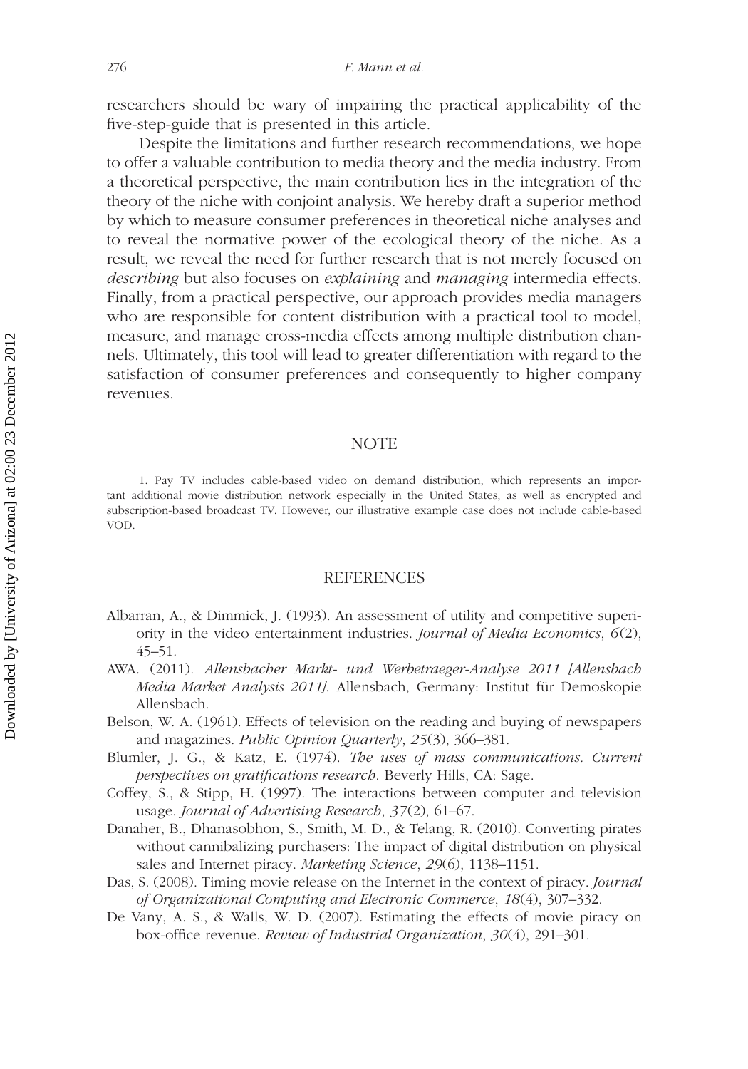researchers should be wary of impairing the practical applicability of the five-step-guide that is presented in this article.

Despite the limitations and further research recommendations, we hope to offer a valuable contribution to media theory and the media industry. From a theoretical perspective, the main contribution lies in the integration of the theory of the niche with conjoint analysis. We hereby draft a superior method by which to measure consumer preferences in theoretical niche analyses and to reveal the normative power of the ecological theory of the niche. As a result, we reveal the need for further research that is not merely focused on *describing* but also focuses on *explaining* and *managing* intermedia effects. Finally, from a practical perspective, our approach provides media managers who are responsible for content distribution with a practical tool to model, measure, and manage cross-media effects among multiple distribution channels. Ultimately, this tool will lead to greater differentiation with regard to the satisfaction of consumer preferences and consequently to higher company revenues.

## NOTE

1. Pay TV includes cable-based video on demand distribution, which represents an important additional movie distribution network especially in the United States, as well as encrypted and subscription-based broadcast TV. However, our illustrative example case does not include cable-based VOD.

## REFERENCES

Albarran, A., & Dimmick, J. (1993). An assessment of utility and competitive superiority in the video entertainment industries. *Journal of Media Economics*, *6*(2), 45–51.

AWA. (2011). *Allensbacher Markt- und Werbetraeger-Analyse 2011 [Allensbach Media Market Analysis 2011]*. Allensbach, Germany: Institut für Demoskopie Allensbach.

Belson, W. A. (1961). Effects of television on the reading and buying of newspapers and magazines. *Public Opinion Quarterly*, *25*(3), 366–381.

Blumler, J. G., & Katz, E. (1974). *The uses of mass communications. Current perspectives on gratifications research*. Beverly Hills, CA: Sage.

Coffey, S., & Stipp, H. (1997). The interactions between computer and television usage. *Journal of Advertising Research*, *37*(2), 61–67.

Danaher, B., Dhanasobhon, S., Smith, M. D., & Telang, R. (2010). Converting pirates without cannibalizing purchasers: The impact of digital distribution on physical sales and Internet piracy. *Marketing Science*, *29*(6), 1138–1151.

Das, S. (2008). Timing movie release on the Internet in the context of piracy. *Journal of Organizational Computing and Electronic Commerce*, *18*(4), 307–332.

De Vany, A. S., & Walls, W. D. (2007). Estimating the effects of movie piracy on box-office revenue. *Review of Industrial Organization*, *30*(4), 291–301.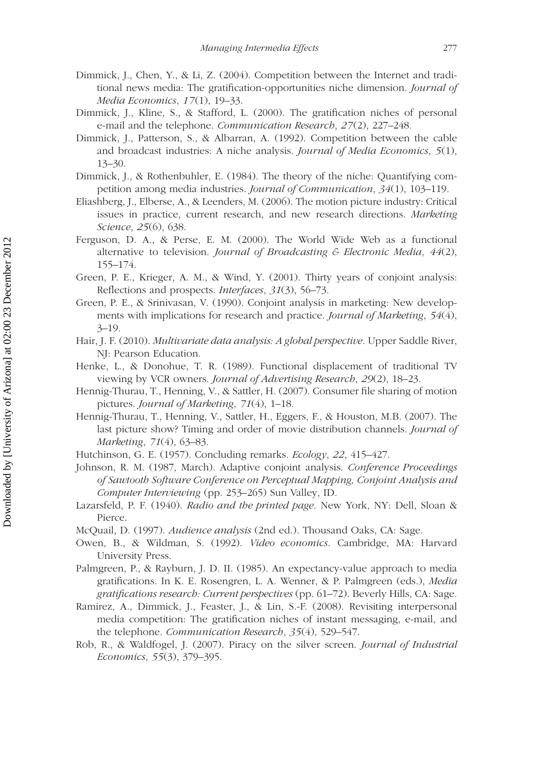Dimmick, J., Chen, Y., & Li, Z. (2004). Competition between the Internet and traditional news media: The gratification-opportunities niche dimension. *Journal of Media Economics*, *17*(1), 19–33.

Dimmick, J., Kline, S., & Stafford, L. (2000). The gratification niches of personal e-mail and the telephone. *Communication Research*, *27*(2), 227–248.

Dimmick, J., Patterson, S., & Albarran, A. (1992). Competition between the cable and broadcast industries: A niche analysis. *Journal of Media Economics*, *5*(1), 13–30.

Dimmick, J., & Rothenbuhler, E. (1984). The theory of the niche: Quantifying competition among media industries. *Journal of Communication*, *34*(1), 103–119.

Eliashberg, J., Elberse, A., & Leenders, M. (2006). The motion picture industry: Critical issues in practice, current research, and new research directions. *Marketing Science*, *25*(6), 638.

Ferguson, D. A., & Perse, E. M. (2000). The World Wide Web as a functional alternative to television. *Journal of Broadcasting & Electronic Media*, *44*(2), 155–174.

Green, P. E., Krieger, A. M., & Wind, Y. (2001). Thirty years of conjoint analysis: Reflections and prospects. *Interfaces*, *31*(3), 56–73.

Green, P. E., & Srinivasan, V. (1990). Conjoint analysis in marketing: New developments with implications for research and practice. *Journal of Marketing*, *54*(4), 3–19.

Hair, J. F. (2010). *Multivariate data analysis: A global perspective*. Upper Saddle River, NJ: Pearson Education.

Henke, L., & Donohue, T. R. (1989). Functional displacement of traditional TV viewing by VCR owners. *Journal of Advertising Research*, *29*(2), 18–23.

Hennig-Thurau, T., Henning, V., & Sattler, H. (2007). Consumer file sharing of motion pictures. *Journal of Marketing*, *71*(4), 1–18.

Hennig-Thurau, T., Henning, V., Sattler, H., Eggers, F., & Houston, M.B. (2007). The last picture show? Timing and order of movie distribution channels. *Journal of Marketing*, *71*(4), 63–83.

Hutchinson, G. E. (1957). Concluding remarks. *Ecology*, *22*, 415–427.

Johnson, R. M. (1987, March). Adaptive conjoint analysis. *Conference Proceedings of Sawtooth Software Conference on Perceptual Mapping, Conjoint Analysis and Computer Interviewing* (pp. 253–265) Sun Valley, ID.

Lazarsfeld, P. F. (1940). *Radio and the printed page*. New York, NY: Dell, Sloan & Pierce.

McQuail, D. (1997). *Audience analysis* (2nd ed.). Thousand Oaks, CA: Sage.

Owen, B., & Wildman, S. (1992). *Video economics*. Cambridge, MA: Harvard University Press.

Palmgreen, P., & Rayburn, J. D. II. (1985). An expectancy-value approach to media gratifications. In K. E. Rosengren, L. A. Wenner, & P. Palmgreen (eds.), *Media gratifications research: Current perspectives* (pp. 61–72). Beverly Hills, CA: Sage.

Ramirez, A., Dimmick, J., Feaster, J., & Lin, S.-F. (2008). Revisiting interpersonal media competition: The gratification niches of instant messaging, e-mail, and the telephone. *Communication Research*, *35*(4), 529–547.

Rob, R., & Waldfogel, J. (2007). Piracy on the silver screen. *Journal of Industrial Economics*, *55*(3), 379–395.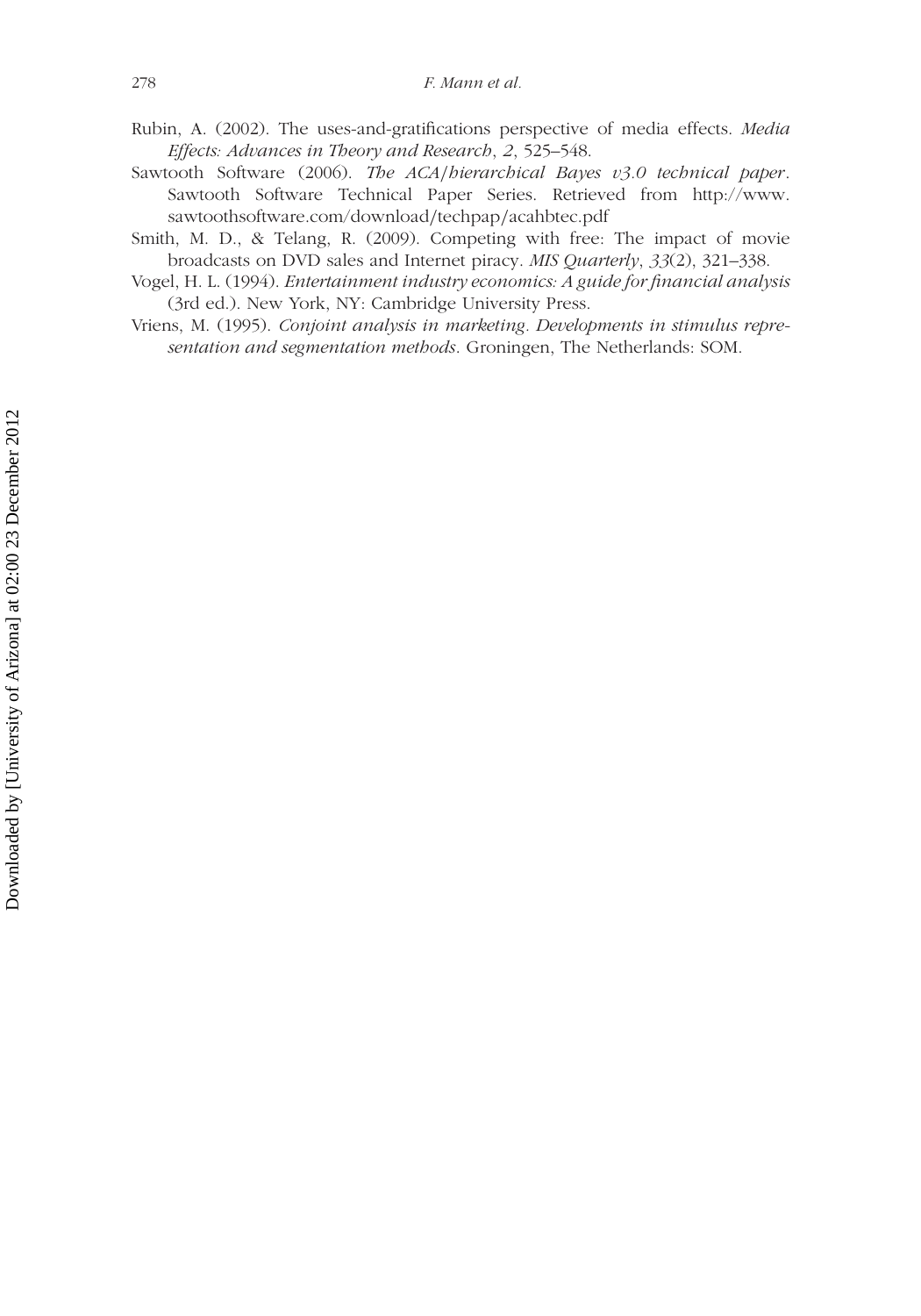Rubin, A. (2002). The uses-and-gratifications perspective of media effects. *Media Effects: Advances in Theory and Research*, *2*, 525–548.

Sawtooth Software (2006). *The ACA/hierarchical Bayes v3.0 technical paper*. Sawtooth Software Technical Paper Series. Retrieved from http://www.sawtoothsoftware.com/download/techpap/acahbtec.pdf

Smith, M. D., & Telang, R. (2009). Competing with free: The impact of movie broadcasts on DVD sales and Internet piracy. *MIS Quarterly*, *33*(2), 321–338.

Vogel, H. L. (1994). *Entertainment industry economics: A guide for financial analysis* (3rd ed.). New York, NY: Cambridge University Press.

Vriens, M. (1995). *Conjoint analysis in marketing. Developments in stimulus representation and segmentation methods*. Groningen, The Netherlands: SOM.